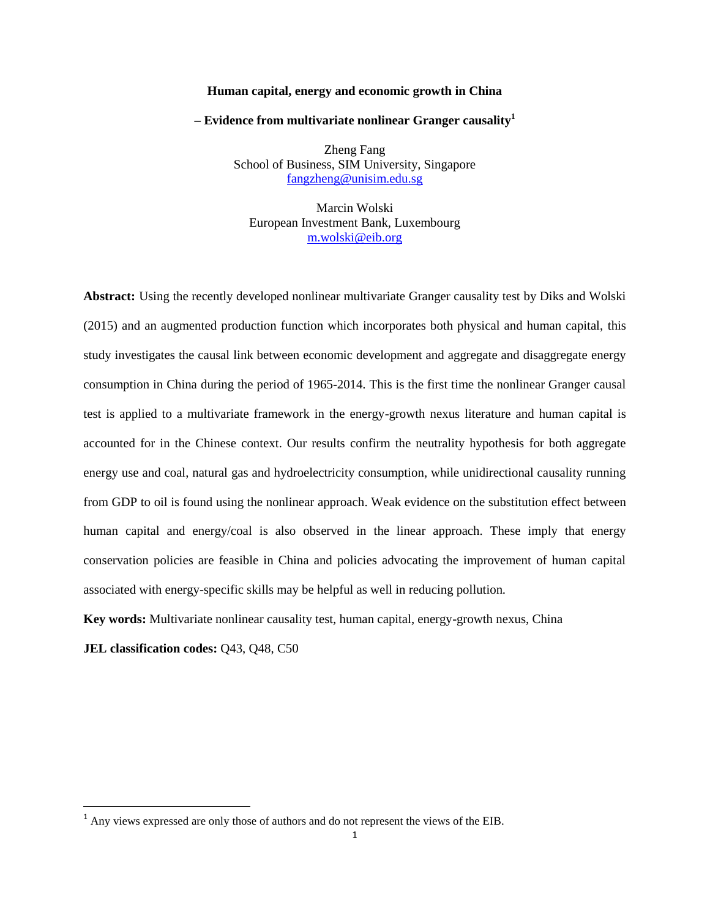# Human capital, energy and economic growth in China

## – Evidence from multivariate nonlinear Granger causality[1]

Zheng Fang
School of Business, SIM University, Singapore
fangzheng@unisim.edu.sg

Marcin Wolski
European Investment Bank, Luxembourg
m.wolski@eib.org

**Abstract:** Using the recently developed nonlinear multivariate Granger causality test by Diks and Wolski (2015) and an augmented production function which incorporates both physical and human capital, this study investigates the causal link between economic development and aggregate and disaggregate energy consumption in China during the period of 1965-2014. This is the first time the nonlinear Granger causal test is applied to a multivariate framework in the energy-growth nexus literature and human capital is accounted for in the Chinese context. Our results confirm the neutrality hypothesis for both aggregate energy use and coal, natural gas and hydroelectricity consumption, while unidirectional causality running from GDP to oil is found using the nonlinear approach. Weak evidence on the substitution effect between human capital and energy/coal is also observed in the linear approach. These imply that energy conservation policies are feasible in China and policies advocating the improvement of human capital associated with energy-specific skills may be helpful as well in reducing pollution.

**Key words:** Multivariate nonlinear causality test, human capital, energy-growth nexus, China

**JEL classification codes:** Q43, Q48, C50

---

[1] Any views expressed are only those of authors and do not represent the views of the EIB.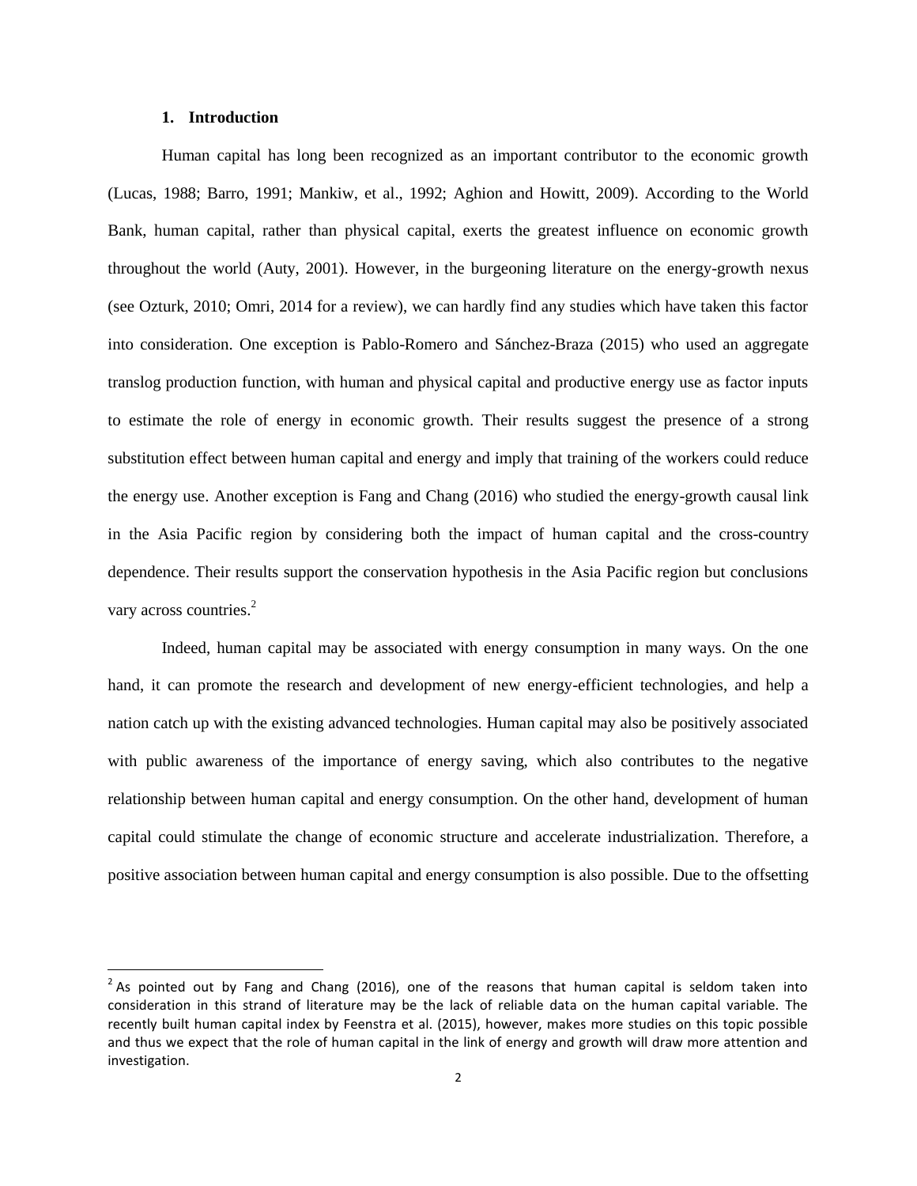## 1. Introduction

Human capital has long been recognized as an important contributor to the economic growth (Lucas, 1988; Barro, 1991; Mankiw, et al., 1992; Aghion and Howitt, 2009). According to the World Bank, human capital, rather than physical capital, exerts the greatest influence on economic growth throughout the world (Auty, 2001). However, in the burgeoning literature on the energy-growth nexus (see Ozturk, 2010; Omri, 2014 for a review), we can hardly find any studies which have taken this factor into consideration. One exception is Pablo-Romero and Sánchez-Braza (2015) who used an aggregate translog production function, with human and physical capital and productive energy use as factor inputs to estimate the role of energy in economic growth. Their results suggest the presence of a strong substitution effect between human capital and energy and imply that training of the workers could reduce the energy use. Another exception is Fang and Chang (2016) who studied the energy-growth causal link in the Asia Pacific region by considering both the impact of human capital and the cross-country dependence. Their results support the conservation hypothesis in the Asia Pacific region but conclusions vary across countries.[2]

Indeed, human capital may be associated with energy consumption in many ways. On the one hand, it can promote the research and development of new energy-efficient technologies, and help a nation catch up with the existing advanced technologies. Human capital may also be positively associated with public awareness of the importance of energy saving, which also contributes to the negative relationship between human capital and energy consumption. On the other hand, development of human capital could stimulate the change of economic structure and accelerate industrialization. Therefore, a positive association between human capital and energy consumption is also possible. Due to the offsetting

[2] As pointed out by Fang and Chang (2016), one of the reasons that human capital is seldom taken into consideration in this strand of literature may be the lack of reliable data on the human capital variable. The recently built human capital index by Feenstra et al. (2015), however, makes more studies on this topic possible and thus we expect that the role of human capital in the link of energy and growth will draw more attention and investigation.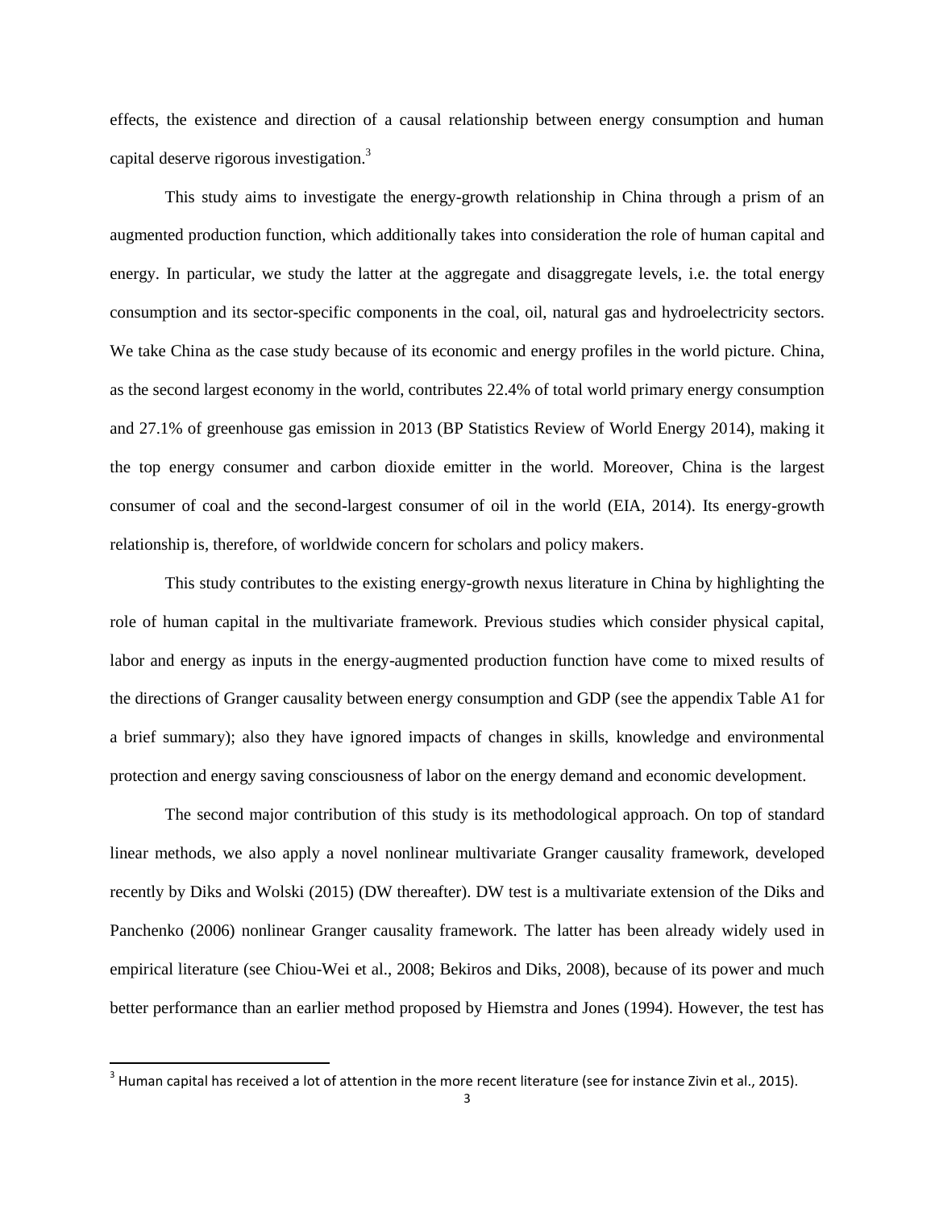effects, the existence and direction of a causal relationship between energy consumption and human capital deserve rigorous investigation.[3]

This study aims to investigate the energy-growth relationship in China through a prism of an augmented production function, which additionally takes into consideration the role of human capital and energy. In particular, we study the latter at the aggregate and disaggregate levels, i.e. the total energy consumption and its sector-specific components in the coal, oil, natural gas and hydroelectricity sectors. We take China as the case study because of its economic and energy profiles in the world picture. China, as the second largest economy in the world, contributes 22.4% of total world primary energy consumption and 27.1% of greenhouse gas emission in 2013 (BP Statistics Review of World Energy 2014), making it the top energy consumer and carbon dioxide emitter in the world. Moreover, China is the largest consumer of coal and the second-largest consumer of oil in the world (EIA, 2014). Its energy-growth relationship is, therefore, of worldwide concern for scholars and policy makers.

This study contributes to the existing energy-growth nexus literature in China by highlighting the role of human capital in the multivariate framework. Previous studies which consider physical capital, labor and energy as inputs in the energy-augmented production function have come to mixed results of the directions of Granger causality between energy consumption and GDP (see the appendix Table A1 for a brief summary); also they have ignored impacts of changes in skills, knowledge and environmental protection and energy saving consciousness of labor on the energy demand and economic development.

The second major contribution of this study is its methodological approach. On top of standard linear methods, we also apply a novel nonlinear multivariate Granger causality framework, developed recently by Diks and Wolski (2015) (DW thereafter). DW test is a multivariate extension of the Diks and Panchenko (2006) nonlinear Granger causality framework. The latter has been already widely used in empirical literature (see Chiou-Wei et al., 2008; Bekiros and Diks, 2008), because of its power and much better performance than an earlier method proposed by Hiemstra and Jones (1994). However, the test has

[3] Human capital has received a lot of attention in the more recent literature (see for instance Zivin et al., 2015).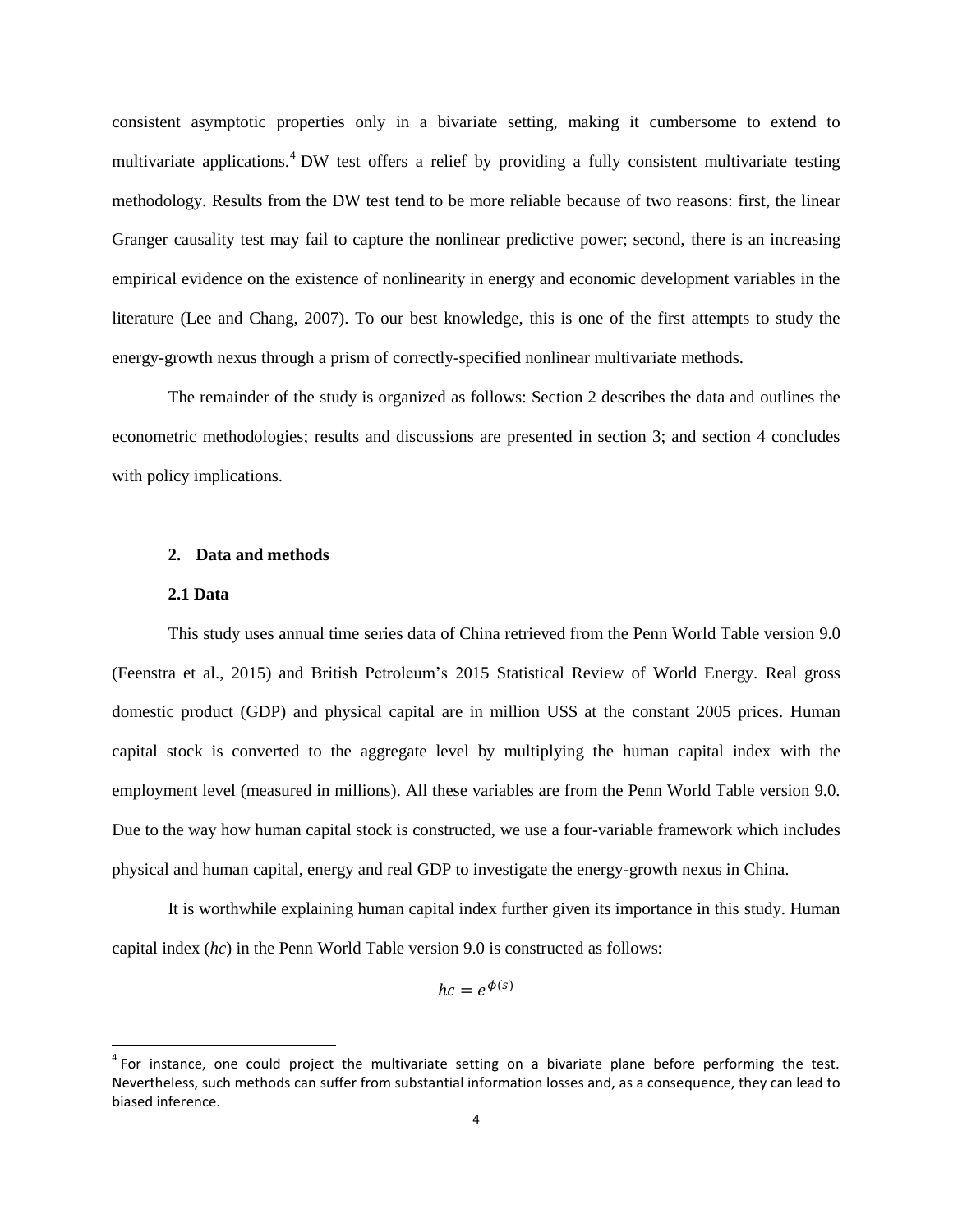consistent asymptotic properties only in a bivariate setting, making it cumbersome to extend to multivariate applications.[4] DW test offers a relief by providing a fully consistent multivariate testing methodology. Results from the DW test tend to be more reliable because of two reasons: first, the linear Granger causality test may fail to capture the nonlinear predictive power; second, there is an increasing empirical evidence on the existence of nonlinearity in energy and economic development variables in the literature (Lee and Chang, 2007). To our best knowledge, this is one of the first attempts to study the energy-growth nexus through a prism of correctly-specified nonlinear multivariate methods.

The remainder of the study is organized as follows: Section 2 describes the data and outlines the econometric methodologies; results and discussions are presented in section 3; and section 4 concludes with policy implications.

## 2. Data and methods

### 2.1 Data

This study uses annual time series data of China retrieved from the Penn World Table version 9.0 (Feenstra et al., 2015) and British Petroleum's 2015 Statistical Review of World Energy. Real gross domestic product (GDP) and physical capital are in million US$ at the constant 2005 prices. Human capital stock is converted to the aggregate level by multiplying the human capital index with the employment level (measured in millions). All these variables are from the Penn World Table version 9.0. Due to the way how human capital stock is constructed, we use a four-variable framework which includes physical and human capital, energy and real GDP to investigate the energy-growth nexus in China.

It is worthwhile explaining human capital index further given its importance in this study. Human capital index (*hc*) in the Penn World Table version 9.0 is constructed as follows:

$$hc = e^{\phi(s)}$$

[4] For instance, one could project the multivariate setting on a bivariate plane before performing the test. Nevertheless, such methods can suffer from substantial information losses and, as a consequence, they can lead to biased inference.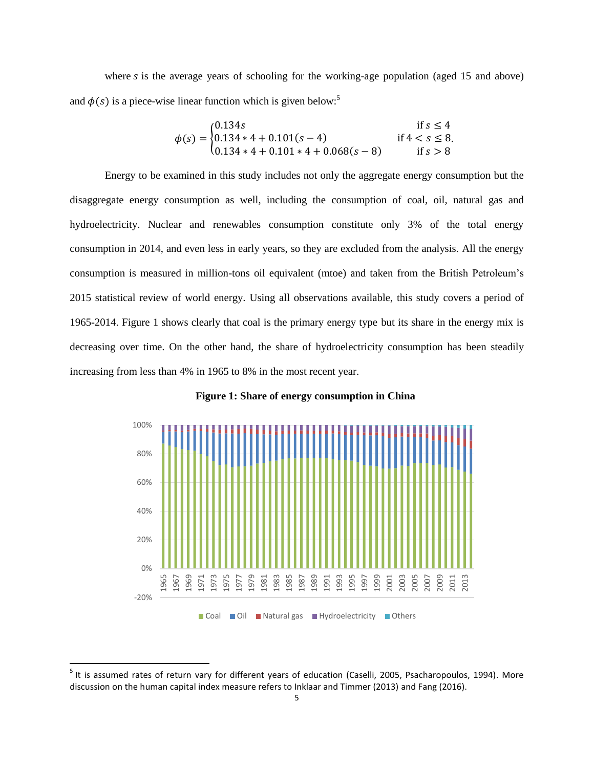where $s$ is the average years of schooling for the working-age population (aged 15 and above) and $\phi(s)$ is a piece-wise linear function which is given below:[5]

$$\phi(s) = \begin{cases} 0.134s & \text{if } s \leq 4 \\ 0.134 * 4 + 0.101(s-4) & \text{if } 4 < s \leq 8. \\ 0.134 * 4 + 0.101 * 4 + 0.068(s-8) & \text{if } s > 8 \end{cases}$$

Energy to be examined in this study includes not only the aggregate energy consumption but the disaggregate energy consumption as well, including the consumption of coal, oil, natural gas and hydroelectricity. Nuclear and renewables consumption constitute only 3% of the total energy consumption in 2014, and even less in early years, so they are excluded from the analysis. All the energy consumption is measured in million-tons oil equivalent (mtoe) and taken from the British Petroleum's 2015 statistical review of world energy. Using all observations available, this study covers a period of 1965-2014. Figure 1 shows clearly that coal is the primary energy type but its share in the energy mix is decreasing over time. On the other hand, the share of hydroelectricity consumption has been steadily increasing from less than 4% in 1965 to 8% in the most recent year.

**Figure 1: Share of energy consumption in China**

[5] It is assumed rates of return vary for different years of education (Caselli, 2005, Psacharopoulos, 1994). More discussion on the human capital index measure refers to Inklaar and Timmer (2013) and Fang (2016).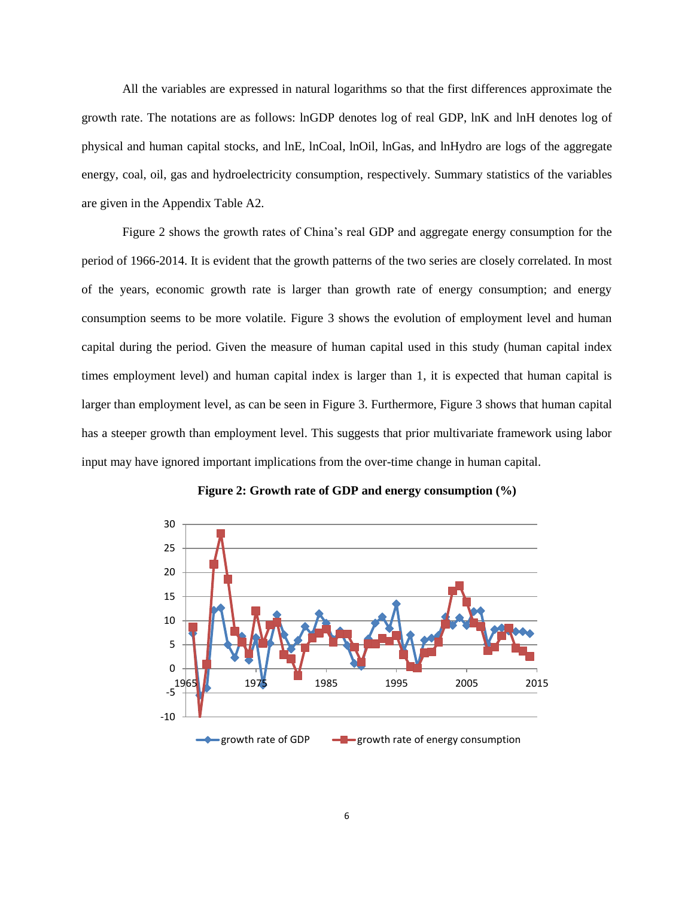All the variables are expressed in natural logarithms so that the first differences approximate the growth rate. The notations are as follows: lnGDP denotes log of real GDP, lnK and lnH denotes log of physical and human capital stocks, and lnE, lnCoal, lnOil, lnGas, and lnHydro are logs of the aggregate energy, coal, oil, gas and hydroelectricity consumption, respectively. Summary statistics of the variables are given in the Appendix Table A2.

Figure 2 shows the growth rates of China's real GDP and aggregate energy consumption for the period of 1966-2014. It is evident that the growth patterns of the two series are closely correlated. In most of the years, economic growth rate is larger than growth rate of energy consumption; and energy consumption seems to be more volatile. Figure 3 shows the evolution of employment level and human capital during the period. Given the measure of human capital used in this study (human capital index times employment level) and human capital index is larger than 1, it is expected that human capital is larger than employment level, as can be seen in Figure 3. Furthermore, Figure 3 shows that human capital has a steeper growth than employment level. This suggests that prior multivariate framework using labor input may have ignored important implications from the over-time change in human capital.

**Figure 2: Growth rate of GDP and energy consumption (%)**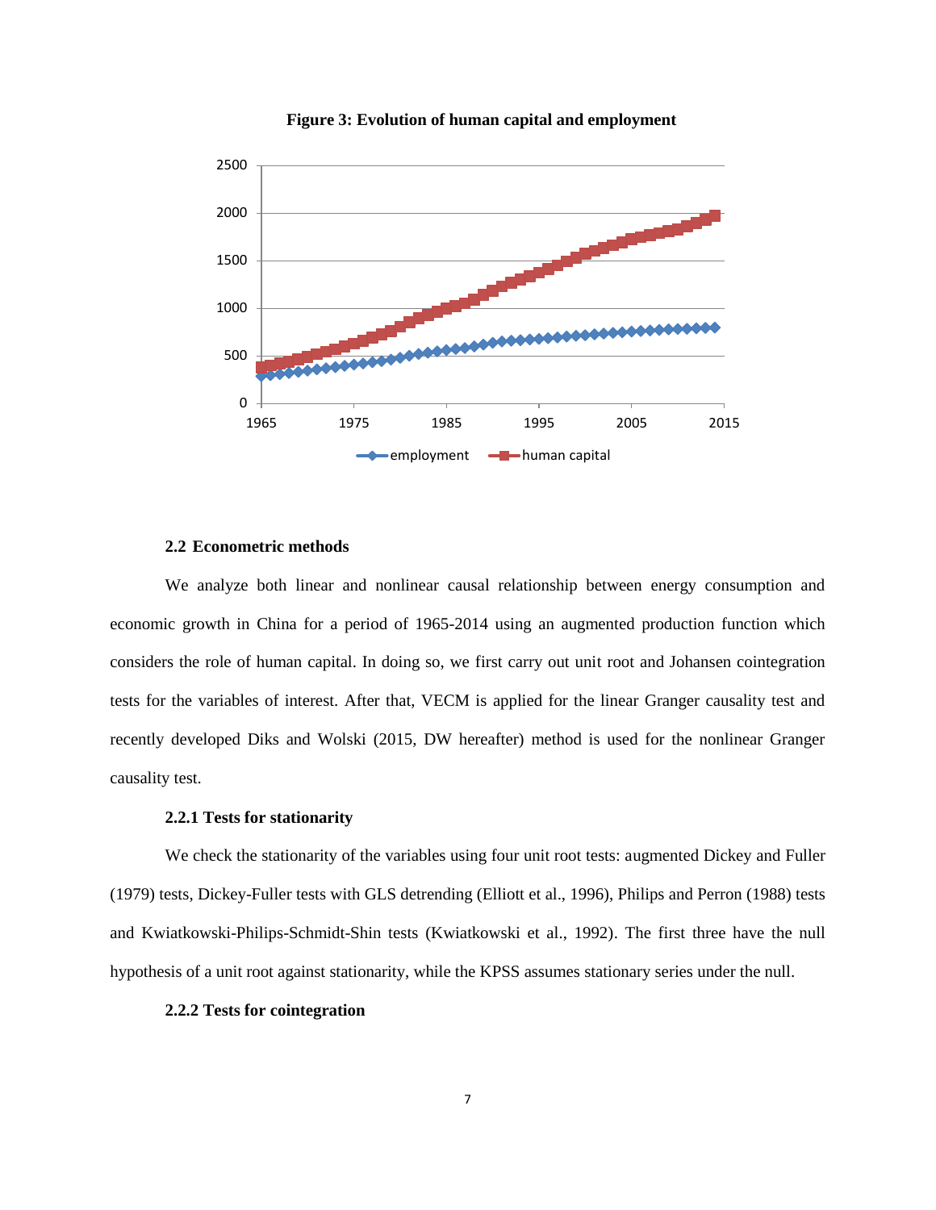**Figure 3: Evolution of human capital and employment**

### 2.2 Econometric methods

We analyze both linear and nonlinear causal relationship between energy consumption and economic growth in China for a period of 1965-2014 using an augmented production function which considers the role of human capital. In doing so, we first carry out unit root and Johansen cointegration tests for the variables of interest. After that, VECM is applied for the linear Granger causality test and recently developed Diks and Wolski (2015, DW hereafter) method is used for the nonlinear Granger causality test.

#### 2.2.1 Tests for stationarity

We check the stationarity of the variables using four unit root tests: augmented Dickey and Fuller (1979) tests, Dickey-Fuller tests with GLS detrending (Elliott et al., 1996), Philips and Perron (1988) tests and Kwiatkowski-Philips-Schmidt-Shin tests (Kwiatkowski et al., 1992). The first three have the null hypothesis of a unit root against stationarity, while the KPSS assumes stationary series under the null.

#### 2.2.2 Tests for cointegration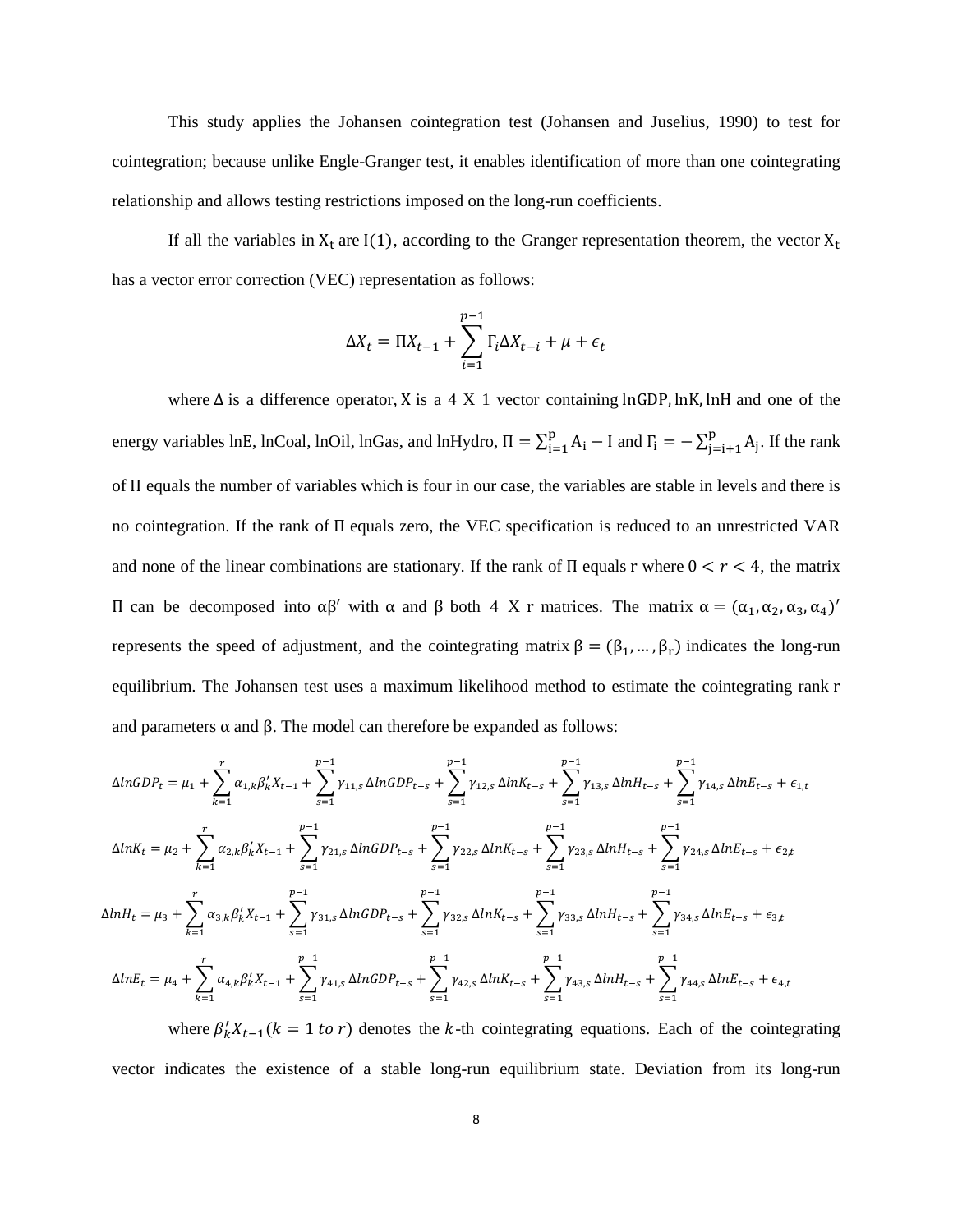This study applies the Johansen cointegration test (Johansen and Juselius, 1990) to test for cointegration; because unlike Engle-Granger test, it enables identification of more than one cointegrating relationship and allows testing restrictions imposed on the long-run coefficients.

If all the variables in $X_t$ are $I(1)$, according to the Granger representation theorem, the vector $X_t$ has a vector error correction (VEC) representation as follows:

$$\Delta X_t = \Pi X_{t-1} + \sum_{i=1}^{p-1} \Gamma_i \Delta X_{t-i} + \mu + \epsilon_t$$

where $\Delta$ is a difference operator, X is a 4 X 1 vector containing lnGDP, lnK, lnH and one of the energy variables lnE, lnCoal, lnOil, lnGas, and lnHydro, $\Pi = \sum_{i=1}^{p} A_i - I$ and $\Gamma_i = -\sum_{j=i+1}^{p} A_j$. If the rank of $\Pi$ equals the number of variables which is four in our case, the variables are stable in levels and there is no cointegration. If the rank of $\Pi$ equals zero, the VEC specification is reduced to an unrestricted VAR and none of the linear combinations are stationary. If the rank of $\Pi$ equals r where $0 < r < 4$, the matrix $\Pi$ can be decomposed into $\alpha\beta'$ with $\alpha$ and $\beta$ both 4 X r matrices. The matrix $\alpha = (\alpha_1, \alpha_2, \alpha_3, \alpha_4)'$ represents the speed of adjustment, and the cointegrating matrix $\beta = (\beta_1, \dots, \beta_r)$ indicates the long-run equilibrium. The Johansen test uses a maximum likelihood method to estimate the cointegrating rank r and parameters $\alpha$ and $\beta$. The model can therefore be expanded as follows:

$$\Delta lnGDP_t = \mu_1 + \sum_{k=1}^{r} \alpha_{1,k}\beta_k' X_{t-1} + \sum_{s=1}^{p-1} \gamma_{11,s}\,\Delta lnGDP_{t-s} + \sum_{s=1}^{p-1} \gamma_{12,s}\,\Delta lnK_{t-s} + \sum_{s=1}^{p-1} \gamma_{13,s}\,\Delta lnH_{t-s} + \sum_{s=1}^{p-1} \gamma_{14,s}\,\Delta lnE_{t-s} + \epsilon_{1,t}$$

$$\Delta lnK_t = \mu_2 + \sum_{k=1}^{r} \alpha_{2,k}\beta_k' X_{t-1} + \sum_{s=1}^{p-1} \gamma_{21,s}\,\Delta lnGDP_{t-s} + \sum_{s=1}^{p-1} \gamma_{22,s}\,\Delta lnK_{t-s} + \sum_{s=1}^{p-1} \gamma_{23,s}\,\Delta lnH_{t-s} + \sum_{s=1}^{p-1} \gamma_{24,s}\,\Delta lnE_{t-s} + \epsilon_{2,t}$$

$$\Delta lnH_t = \mu_3 + \sum_{k=1}^{r} \alpha_{3,k}\beta_k' X_{t-1} + \sum_{s=1}^{p-1} \gamma_{31,s}\,\Delta lnGDP_{t-s} + \sum_{s=1}^{p-1} \gamma_{32,s}\,\Delta lnK_{t-s} + \sum_{s=1}^{p-1} \gamma_{33,s}\,\Delta lnH_{t-s} + \sum_{s=1}^{p-1} \gamma_{34,s}\,\Delta lnE_{t-s} + \epsilon_{3,t}$$

$$\Delta lnE_t = \mu_4 + \sum_{k=1}^{r} \alpha_{4,k}\beta_k' X_{t-1} + \sum_{s=1}^{p-1} \gamma_{41,s}\,\Delta lnGDP_{t-s} + \sum_{s=1}^{p-1} \gamma_{42,s}\,\Delta lnK_{t-s} + \sum_{s=1}^{p-1} \gamma_{43,s}\,\Delta lnH_{t-s} + \sum_{s=1}^{p-1} \gamma_{44,s}\,\Delta lnE_{t-s} + \epsilon_{4,t}$$

where $\beta_k' X_{t-1} (k = 1 \ to\ r)$ denotes the $k$-th cointegrating equations. Each of the cointegrating vector indicates the existence of a stable long-run equilibrium state. Deviation from its long-run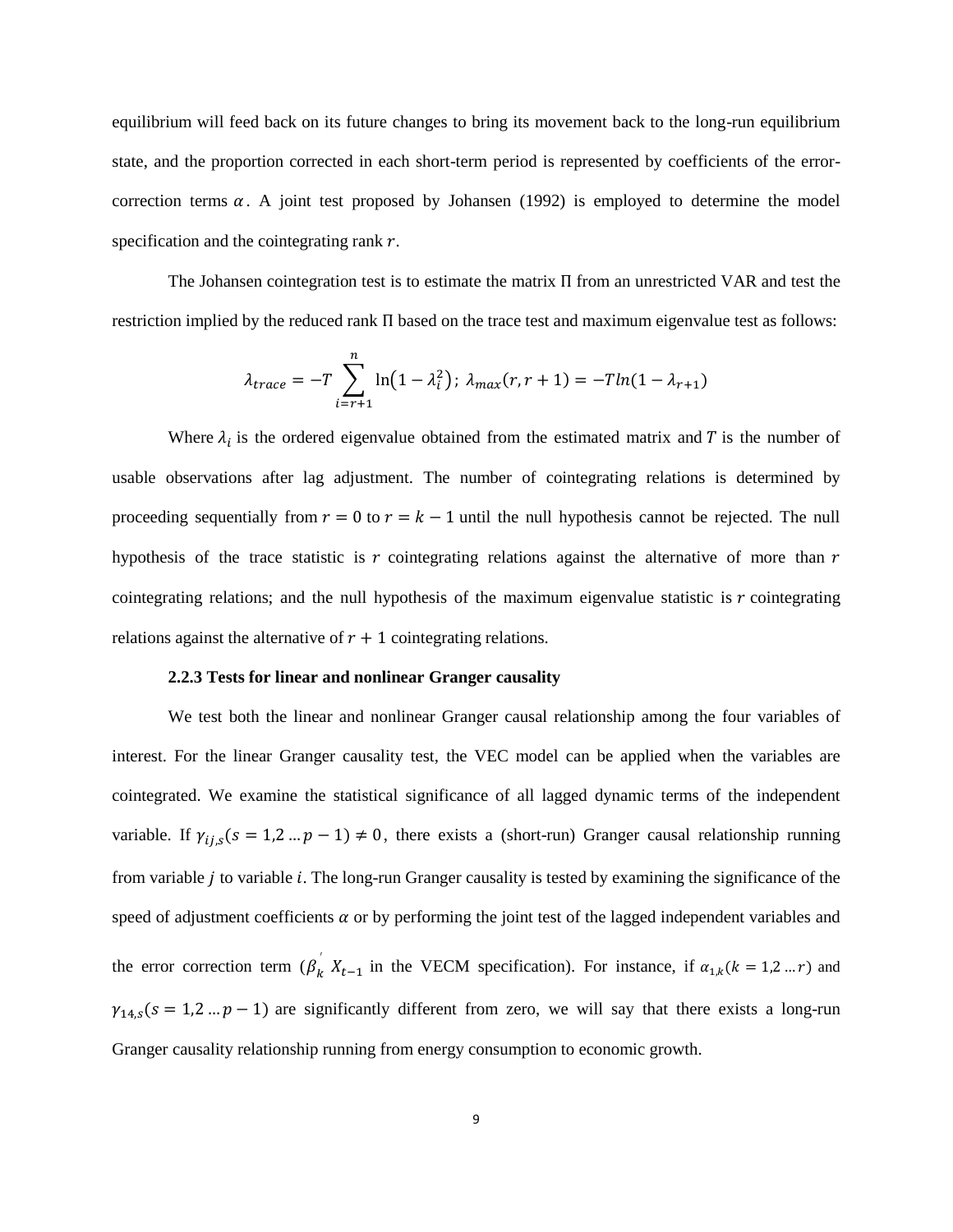equilibrium will feed back on its future changes to bring its movement back to the long-run equilibrium state, and the proportion corrected in each short-term period is represented by coefficients of the error-correction terms $\alpha$. A joint test proposed by Johansen (1992) is employed to determine the model specification and the cointegrating rank $r$.

The Johansen cointegration test is to estimate the matrix $\Pi$ from an unrestricted VAR and test the restriction implied by the reduced rank $\Pi$ based on the trace test and maximum eigenvalue test as follows:

$$\lambda_{trace} = -T \sum_{i=r+1}^{n} \ln\left(1 - \lambda_i^2\right);\ \lambda_{max}(r, r+1) = -T ln(1 - \lambda_{r+1})$$

Where $\lambda_i$ is the ordered eigenvalue obtained from the estimated matrix and $T$ is the number of usable observations after lag adjustment. The number of cointegrating relations is determined by proceeding sequentially from $r = 0$ to $r = k - 1$ until the null hypothesis cannot be rejected. The null hypothesis of the trace statistic is $r$ cointegrating relations against the alternative of more than $r$ cointegrating relations; and the null hypothesis of the maximum eigenvalue statistic is $r$ cointegrating relations against the alternative of $r + 1$ cointegrating relations.

### 2.2.3 Tests for linear and nonlinear Granger causality

We test both the linear and nonlinear Granger causal relationship among the four variables of interest. For the linear Granger causality test, the VEC model can be applied when the variables are cointegrated. We examine the statistical significance of all lagged dynamic terms of the independent variable. If $\gamma_{ij,s}(s = 1,2 \ldots p-1) \neq 0$, there exists a (short-run) Granger causal relationship running from variable $j$ to variable $i$. The long-run Granger causality is tested by examining the significance of the speed of adjustment coefficients $\alpha$ or by performing the joint test of the lagged independent variables and the error correction term ($\beta_k^{'} X_{t-1}$ in the VECM specification). For instance, if $\alpha_{1,k}(k = 1,2 \ldots r)$ and $\gamma_{14,s}(s = 1,2 \ldots p-1)$ are significantly different from zero, we will say that there exists a long-run Granger causality relationship running from energy consumption to economic growth.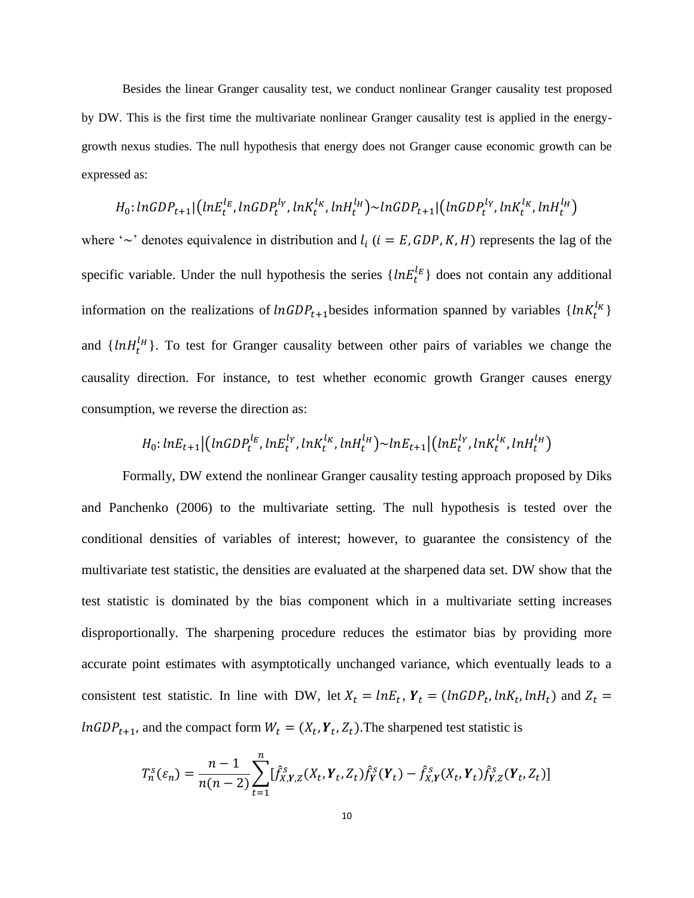Besides the linear Granger causality test, we conduct nonlinear Granger causality test proposed by DW. This is the first time the multivariate nonlinear Granger causality test is applied in the energy-growth nexus studies. The null hypothesis that energy does not Granger cause economic growth can be expressed as:

$$H_0: lnGDP_{t+1}|\left(lnE_t^{l_E}, lnGDP_t^{l_Y}, lnK_t^{l_K}, lnH_t^{l_H}\right) \sim lnGDP_{t+1}|\left(lnGDP_t^{l_Y}, lnK_t^{l_K}, lnH_t^{l_H}\right)$$

where '$\sim$' denotes equivalence in distribution and $l_i$ $(i = E, GDP, K, H)$ represents the lag of the specific variable. Under the null hypothesis the series $\{lnE_t^{l_E}\}$ does not contain any additional information on the realizations of $lnGDP_{t+1}$besides information spanned by variables $\{lnK_t^{l_K}\}$ and $\{lnH_t^{l_H}\}$. To test for Granger causality between other pairs of variables we change the causality direction. For instance, to test whether economic growth Granger causes energy consumption, we reverse the direction as:

$$H_0: lnE_{t+1}\left|\left(lnGDP_t^{l_E}, lnE_t^{l_Y}, lnK_t^{l_K}, lnH_t^{l_H}\right) \sim lnE_{t+1}\right|\left(lnE_t^{l_Y}, lnK_t^{l_K}, lnH_t^{l_H}\right)$$

Formally, DW extend the nonlinear Granger causality testing approach proposed by Diks and Panchenko (2006) to the multivariate setting. The null hypothesis is tested over the conditional densities of variables of interest; however, to guarantee the consistency of the multivariate test statistic, the densities are evaluated at the sharpened data set. DW show that the test statistic is dominated by the bias component which in a multivariate setting increases disproportionally. The sharpening procedure reduces the estimator bias by providing more accurate point estimates with asymptotically unchanged variance, which eventually leads to a consistent test statistic. In line with DW, let $X_t = lnE_t$, $\boldsymbol{Y}_t = (lnGDP_t, lnK_t, lnH_t)$ and $Z_t = lnGDP_{t+1}$, and the compact form $W_t = (X_t, \boldsymbol{Y}_t, Z_t)$.The sharpened test statistic is

$$T_n^s(\varepsilon_n) = \frac{n-1}{n(n-2)} \sum_{t=1}^{n} [\hat{f}_{X,\boldsymbol{Y},Z}^s(X_t, \boldsymbol{Y}_t, Z_t)\hat{f}_{\boldsymbol{Y}}^s(\boldsymbol{Y}_t) - \hat{f}_{X,\boldsymbol{Y}}^s(X_t, \boldsymbol{Y}_t)\hat{f}_{\boldsymbol{Y},Z}^s(\boldsymbol{Y}_t, Z_t)]$$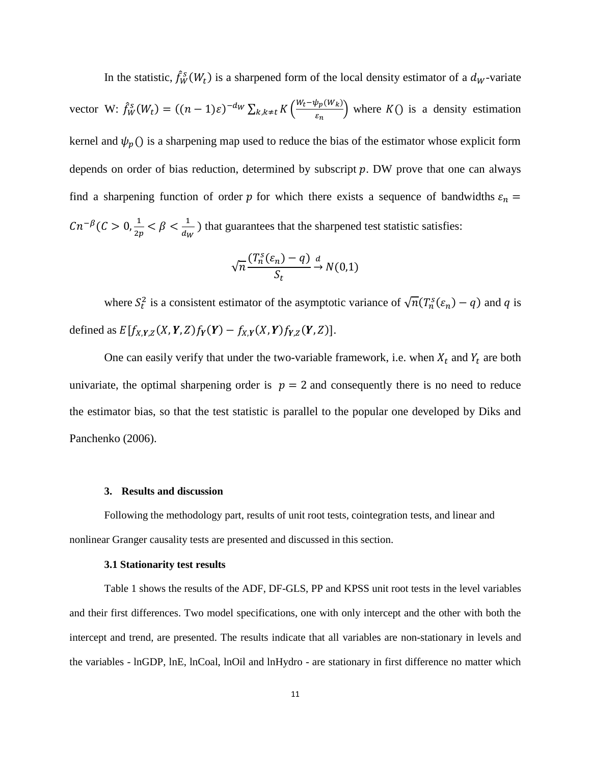In the statistic, $\hat{f}_W^s(W_t)$ is a sharpened form of the local density estimator of a $d_W$-variate vector W: $\hat{f}_W^s(W_t) = ((n-1)\varepsilon)^{-d_W} \sum_{k,k\neq t} K\left(\frac{W_t - \psi_p(W_k)}{\varepsilon_n}\right)$ where $K()$ is a density estimation kernel and $\psi_p()$ is a sharpening map used to reduce the bias of the estimator whose explicit form depends on order of bias reduction, determined by subscript $p$. DW prove that one can always find a sharpening function of order $p$ for which there exists a sequence of bandwidths $\varepsilon_n = Cn^{-\beta}(C > 0, \frac{1}{2p} < \beta < \frac{1}{d_W})$ that guarantees that the sharpened test statistic satisfies:

$$\sqrt{n}\frac{(T_n^s(\varepsilon_n) - q)}{S_t} \xrightarrow{d} N(0,1)$$

where $S_t^2$ is a consistent estimator of the asymptotic variance of $\sqrt{n}(T_n^s(\varepsilon_n) - q)$ and $q$ is defined as $E[f_{X,\boldsymbol{Y},Z}(X,\boldsymbol{Y},Z) f_{\boldsymbol{Y}}(\boldsymbol{Y}) - f_{X,\boldsymbol{Y}}(X,\boldsymbol{Y}) f_{\boldsymbol{Y},Z}(\boldsymbol{Y},Z)]$.

One can easily verify that under the two-variable framework, i.e. when $X_t$ and $Y_t$ are both univariate, the optimal sharpening order is $p = 2$ and consequently there is no need to reduce the estimator bias, so that the test statistic is parallel to the popular one developed by Diks and Panchenko (2006).

## 3. Results and discussion

Following the methodology part, results of unit root tests, cointegration tests, and linear and nonlinear Granger causality tests are presented and discussed in this section.

### 3.1 Stationarity test results

Table 1 shows the results of the ADF, DF-GLS, PP and KPSS unit root tests in the level variables and their first differences. Two model specifications, one with only intercept and the other with both the intercept and trend, are presented. The results indicate that all variables are non-stationary in levels and the variables - lnGDP, lnE, lnCoal, lnOil and lnHydro - are stationary in first difference no matter which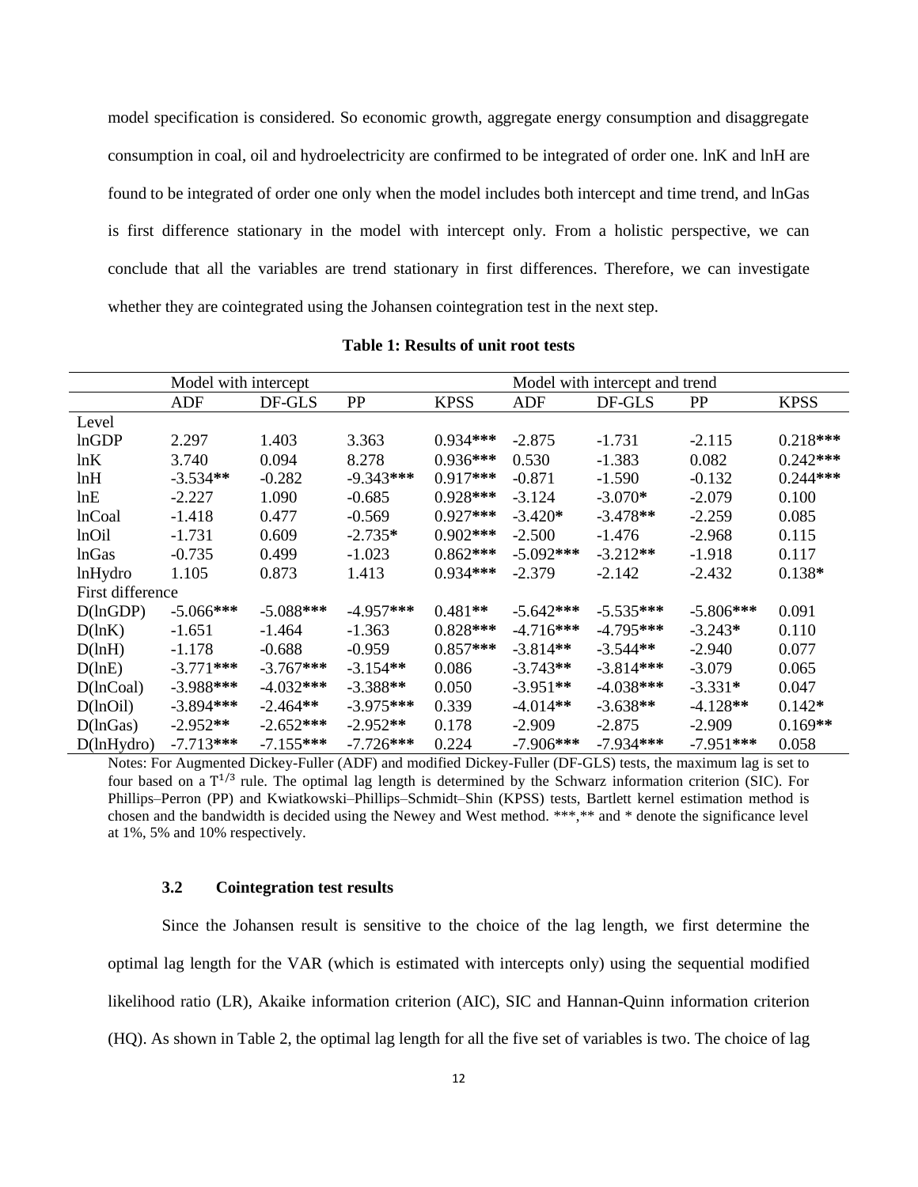model specification is considered. So economic growth, aggregate energy consumption and disaggregate consumption in coal, oil and hydroelectricity are confirmed to be integrated of order one. lnK and lnH are found to be integrated of order one only when the model includes both intercept and time trend, and lnGas is first difference stationary in the model with intercept only. From a holistic perspective, we can conclude that all the variables are trend stationary in first differences. Therefore, we can investigate whether they are cointegrated using the Johansen cointegration test in the next step.

**Table 1: Results of unit root tests**

| | Model with intercept | | | | Model with intercept and trend | | | |
|---|---|---|---|---|---|---|---|---|
| | ADF | DF-GLS | PP | KPSS | ADF | DF-GLS | PP | KPSS |
| Level | | | | | | | | |
| lnGDP | 2.297 | 1.403 | 3.363 | 0.934*** | -2.875 | -1.731 | -2.115 | 0.218*** |
| lnK | 3.740 | 0.094 | 8.278 | 0.936*** | 0.530 | -1.383 | 0.082 | 0.242*** |
| lnH | -3.534** | -0.282 | -9.343*** | 0.917*** | -0.871 | -1.590 | -0.132 | 0.244*** |
| lnE | -2.227 | 1.090 | -0.685 | 0.928*** | -3.124 | -3.070* | -2.079 | 0.100 |
| lnCoal | -1.418 | 0.477 | -0.569 | 0.927*** | -3.420* | -3.478** | -2.259 | 0.085 |
| lnOil | -1.731 | 0.609 | -2.735* | 0.902*** | -2.500 | -1.476 | -2.968 | 0.115 |
| lnGas | -0.735 | 0.499 | -1.023 | 0.862*** | -5.092*** | -3.212** | -1.918 | 0.117 |
| lnHydro | 1.105 | 0.873 | 1.413 | 0.934*** | -2.379 | -2.142 | -2.432 | 0.138* |
| First difference | | | | | | | | |
| D(lnGDP) | -5.066*** | -5.088*** | -4.957*** | 0.481** | -5.642*** | -5.535*** | -5.806*** | 0.091 |
| D(lnK) | -1.651 | -1.464 | -1.363 | 0.828*** | -4.716*** | -4.795*** | -3.243* | 0.110 |
| D(lnH) | -1.178 | -0.688 | -0.959 | 0.857*** | -3.814** | -3.544** | -2.940 | 0.077 |
| D(lnE) | -3.771*** | -3.767*** | -3.154** | 0.086 | -3.743** | -3.814*** | -3.079 | 0.065 |
| D(lnCoal) | -3.988*** | -4.032*** | -3.388** | 0.050 | -3.951** | -4.038*** | -3.331* | 0.047 |
| D(lnOil) | -3.894*** | -2.464** | -3.975*** | 0.339 | -4.014** | -3.638** | -4.128** | 0.142* |
| D(lnGas) | -2.952** | -2.652*** | -2.952** | 0.178 | -2.909 | -2.875 | -2.909 | 0.169** |
| D(lnHydro) | -7.713*** | -7.155*** | -7.726*** | 0.224 | -7.906*** | -7.934*** | -7.951*** | 0.058 |

Notes: For Augmented Dickey-Fuller (ADF) and modified Dickey-Fuller (DF-GLS) tests, the maximum lag is set to four based on a $T^{1/3}$ rule. The optimal lag length is determined by the Schwarz information criterion (SIC). For Phillips–Perron (PP) and Kwiatkowski–Phillips–Schmidt–Shin (KPSS) tests, Bartlett kernel estimation method is chosen and the bandwidth is decided using the Newey and West method. ***,** and * denote the significance level at 1%, 5% and 10% respectively.

### 3.2 Cointegration test results

Since the Johansen result is sensitive to the choice of the lag length, we first determine the optimal lag length for the VAR (which is estimated with intercepts only) using the sequential modified likelihood ratio (LR), Akaike information criterion (AIC), SIC and Hannan-Quinn information criterion (HQ). As shown in Table 2, the optimal lag length for all the five set of variables is two. The choice of lag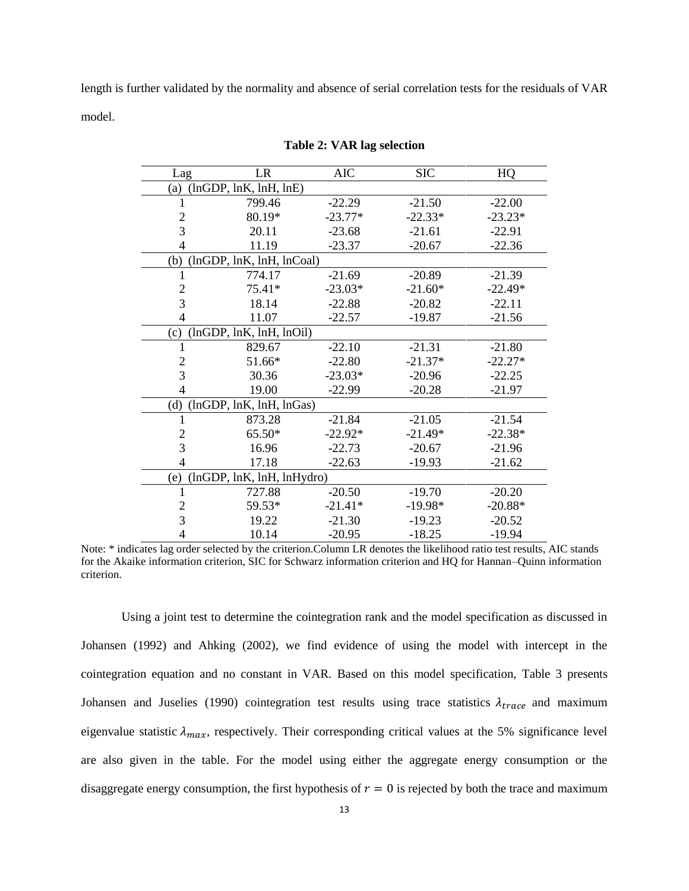length is further validated by the normality and absence of serial correlation tests for the residuals of VAR model.

**Table 2: VAR lag selection**

| Lag | LR | AIC | SIC | HQ |
|---|---|---|---|---|
| (a) (lnGDP, lnK, lnH, lnE) | | | | |
| 1 | 799.46 | -22.29 | -21.50 | -22.00 |
| 2 | 80.19* | -23.77* | -22.33* | -23.23* |
| 3 | 20.11 | -23.68 | -21.61 | -22.91 |
| 4 | 11.19 | -23.37 | -20.67 | -22.36 |
| (b) (lnGDP, lnK, lnH, lnCoal) | | | | |
| 1 | 774.17 | -21.69 | -20.89 | -21.39 |
| 2 | 75.41* | -23.03* | -21.60* | -22.49* |
| 3 | 18.14 | -22.88 | -20.82 | -22.11 |
| 4 | 11.07 | -22.57 | -19.87 | -21.56 |
| (c) (lnGDP, lnK, lnH, lnOil) | | | | |
| 1 | 829.67 | -22.10 | -21.31 | -21.80 |
| 2 | 51.66* | -22.80 | -21.37* | -22.27* |
| 3 | 30.36 | -23.03* | -20.96 | -22.25 |
| 4 | 19.00 | -22.99 | -20.28 | -21.97 |
| (d) (lnGDP, lnK, lnH, lnGas) | | | | |
| 1 | 873.28 | -21.84 | -21.05 | -21.54 |
| 2 | 65.50* | -22.92* | -21.49* | -22.38* |
| 3 | 16.96 | -22.73 | -20.67 | -21.96 |
| 4 | 17.18 | -22.63 | -19.93 | -21.62 |
| (e) (lnGDP, lnK, lnH, lnHydro) | | | | |
| 1 | 727.88 | -20.50 | -19.70 | -20.20 |
| 2 | 59.53* | -21.41* | -19.98* | -20.88* |
| 3 | 19.22 | -21.30 | -19.23 | -20.52 |
| 4 | 10.14 | -20.95 | -18.25 | -19.94 |

Note: * indicates lag order selected by the criterion.Column LR denotes the likelihood ratio test results, AIC stands for the Akaike information criterion, SIC for Schwarz information criterion and HQ for Hannan–Quinn information criterion.

Using a joint test to determine the cointegration rank and the model specification as discussed in Johansen (1992) and Ahking (2002), we find evidence of using the model with intercept in the cointegration equation and no constant in VAR. Based on this model specification, Table 3 presents Johansen and Juselies (1990) cointegration test results using trace statistics $\lambda_{trace}$ and maximum eigenvalue statistic $\lambda_{max}$, respectively. Their corresponding critical values at the 5% significance level are also given in the table. For the model using either the aggregate energy consumption or the disaggregate energy consumption, the first hypothesis of $r = 0$ is rejected by both the trace and maximum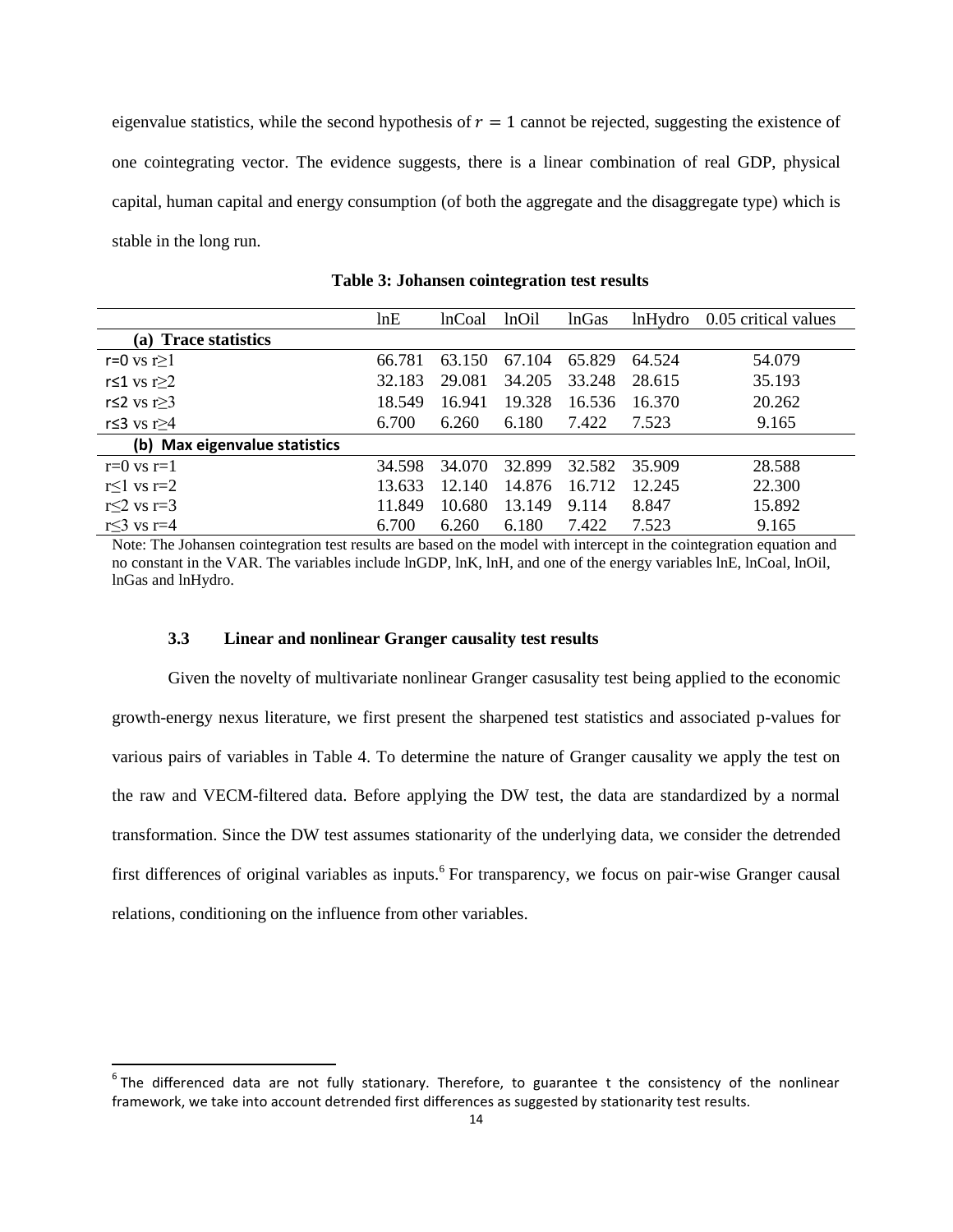eigenvalue statistics, while the second hypothesis of $r = 1$ cannot be rejected, suggesting the existence of one cointegrating vector. The evidence suggests, there is a linear combination of real GDP, physical capital, human capital and energy consumption (of both the aggregate and the disaggregate type) which is stable in the long run.

**Table 3: Johansen cointegration test results**

| | lnE | lnCoal | lnOil | lnGas | lnHydro | 0.05 critical values |
|---|---|---|---|---|---|---|
| **(a) Trace statistics** | | | | | | |
| r=0 vs r≥1 | 66.781 | 63.150 | 67.104 | 65.829 | 64.524 | 54.079 |
| r≤1 vs r≥2 | 32.183 | 29.081 | 34.205 | 33.248 | 28.615 | 35.193 |
| r≤2 vs r≥3 | 18.549 | 16.941 | 19.328 | 16.536 | 16.370 | 20.262 |
| r≤3 vs r≥4 | 6.700 | 6.260 | 6.180 | 7.422 | 7.523 | 9.165 |
| **(b) Max eigenvalue statistics** | | | | | | |
| r=0 vs r=1 | 34.598 | 34.070 | 32.899 | 32.582 | 35.909 | 28.588 |
| r≤1 vs r=2 | 13.633 | 12.140 | 14.876 | 16.712 | 12.245 | 22.300 |
| r≤2 vs r=3 | 11.849 | 10.680 | 13.149 | 9.114 | 8.847 | 15.892 |
| r≤3 vs r=4 | 6.700 | 6.260 | 6.180 | 7.422 | 7.523 | 9.165 |

Note: The Johansen cointegration test results are based on the model with intercept in the cointegration equation and no constant in the VAR. The variables include lnGDP, lnK, lnH, and one of the energy variables lnE, lnCoal, lnOil, lnGas and lnHydro.

### 3.3 Linear and nonlinear Granger causality test results

Given the novelty of multivariate nonlinear Granger casusality test being applied to the economic growth-energy nexus literature, we first present the sharpened test statistics and associated p-values for various pairs of variables in Table 4. To determine the nature of Granger causality we apply the test on the raw and VECM-filtered data. Before applying the DW test, the data are standardized by a normal transformation. Since the DW test assumes stationarity of the underlying data, we consider the detrended first differences of original variables as inputs.[6] For transparency, we focus on pair-wise Granger causal relations, conditioning on the influence from other variables.

[6] The differenced data are not fully stationary. Therefore, to guarantee t the consistency of the nonlinear framework, we take into account detrended first differences as suggested by stationarity test results.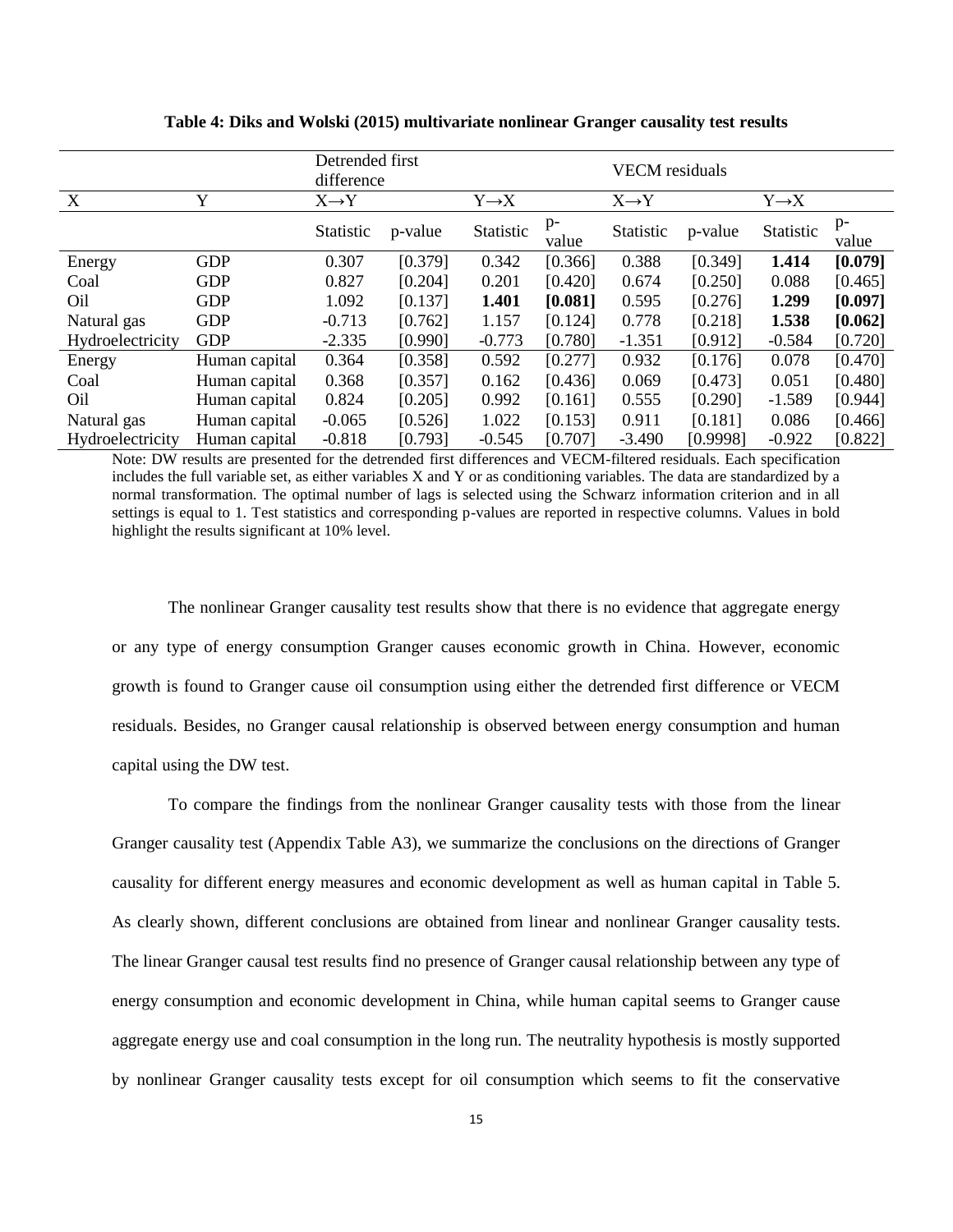**Table 4: Diks and Wolski (2015) multivariate nonlinear Granger causality test results**

| | | Detrended first difference | | | | VECM residuals | | | |
|---|---|---|---|---|---|---|---|---|---|
| X | Y | X→Y | | Y→X | | X→Y | | Y→X | |
| | | Statistic | p-value | Statistic | p-value | Statistic | p-value | Statistic | p-value |
| Energy | GDP | 0.307 | [0.379] | 0.342 | [0.366] | 0.388 | [0.349] | **1.414** | **[0.079]** |
| Coal | GDP | 0.827 | [0.204] | 0.201 | [0.420] | 0.674 | [0.250] | 0.088 | [0.465] |
| Oil | GDP | 1.092 | [0.137] | **1.401** | **[0.081]** | 0.595 | [0.276] | **1.299** | **[0.097]** |
| Natural gas | GDP | -0.713 | [0.762] | 1.157 | [0.124] | 0.778 | [0.218] | **1.538** | **[0.062]** |
| Hydroelectricity | GDP | -2.335 | [0.990] | -0.773 | [0.780] | -1.351 | [0.912] | -0.584 | [0.720] |
| Energy | Human capital | 0.364 | [0.358] | 0.592 | [0.277] | 0.932 | [0.176] | 0.078 | [0.470] |
| Coal | Human capital | 0.368 | [0.357] | 0.162 | [0.436] | 0.069 | [0.473] | 0.051 | [0.480] |
| Oil | Human capital | 0.824 | [0.205] | 0.992 | [0.161] | 0.555 | [0.290] | -1.589 | [0.944] |
| Natural gas | Human capital | -0.065 | [0.526] | 1.022 | [0.153] | 0.911 | [0.181] | 0.086 | [0.466] |
| Hydroelectricity | Human capital | -0.818 | [0.793] | -0.545 | [0.707] | -3.490 | [0.9998] | -0.922 | [0.822] |

Note: DW results are presented for the detrended first differences and VECM-filtered residuals. Each specification includes the full variable set, as either variables X and Y or as conditioning variables. The data are standardized by a normal transformation. The optimal number of lags is selected using the Schwarz information criterion and in all settings is equal to 1. Test statistics and corresponding p-values are reported in respective columns. Values in bold highlight the results significant at 10% level.

The nonlinear Granger causality test results show that there is no evidence that aggregate energy or any type of energy consumption Granger causes economic growth in China. However, economic growth is found to Granger cause oil consumption using either the detrended first difference or VECM residuals. Besides, no Granger causal relationship is observed between energy consumption and human capital using the DW test.

To compare the findings from the nonlinear Granger causality tests with those from the linear Granger causality test (Appendix Table A3), we summarize the conclusions on the directions of Granger causality for different energy measures and economic development as well as human capital in Table 5. As clearly shown, different conclusions are obtained from linear and nonlinear Granger causality tests. The linear Granger causal test results find no presence of Granger causal relationship between any type of energy consumption and economic development in China, while human capital seems to Granger cause aggregate energy use and coal consumption in the long run. The neutrality hypothesis is mostly supported by nonlinear Granger causality tests except for oil consumption which seems to fit the conservative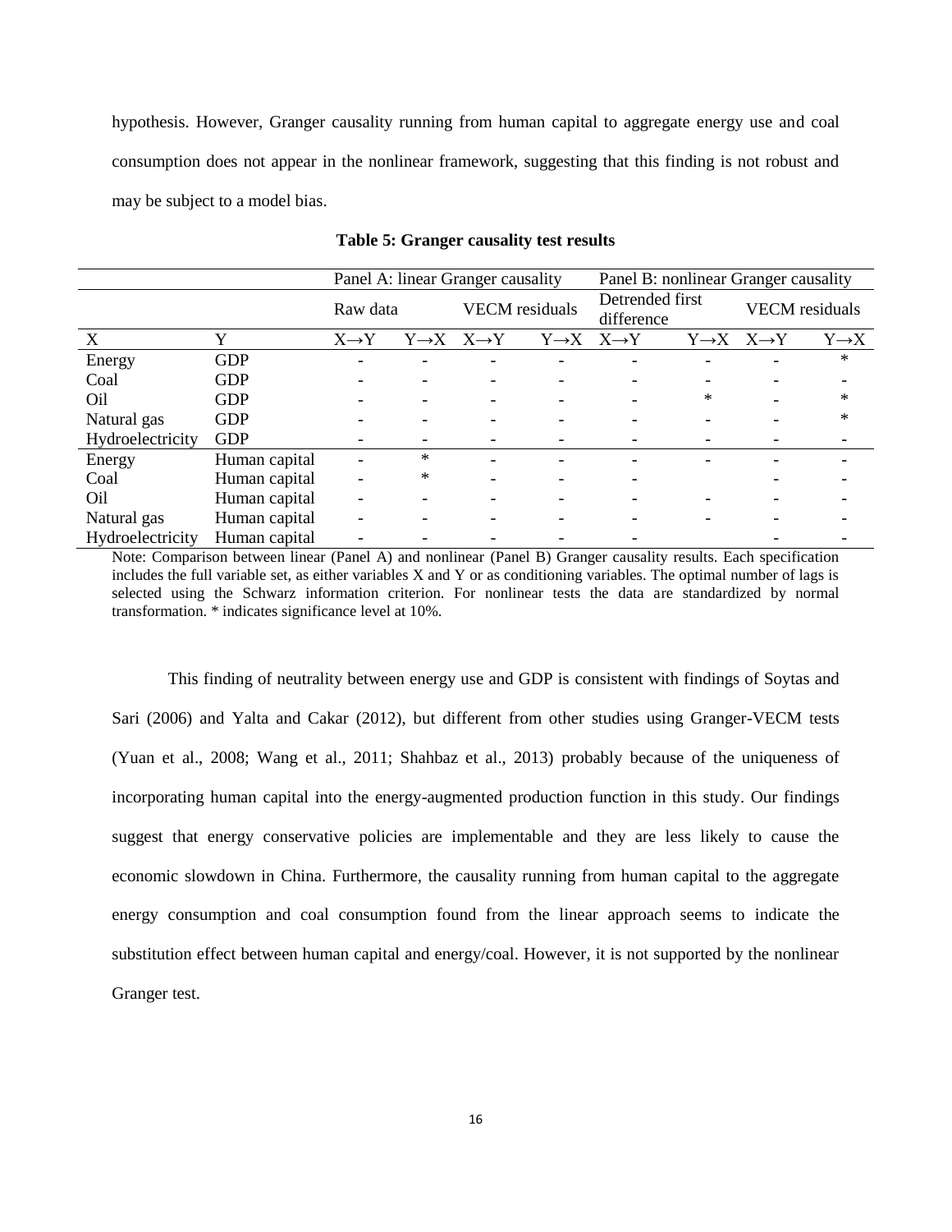hypothesis. However, Granger causality running from human capital to aggregate energy use and coal consumption does not appear in the nonlinear framework, suggesting that this finding is not robust and may be subject to a model bias.

**Table 5: Granger causality test results**

| | | Panel A: linear Granger causality | | | | Panel B: nonlinear Granger causality | | | |
|---|---|---|---|---|---|---|---|---|---|
| | | Raw data | | VECM residuals | | Detrended first difference | | VECM residuals | |
| X | Y | X→Y | Y→X | X→Y | Y→X | X→Y | Y→X | X→Y | Y→X |
| Energy | GDP | - | - | - | - | - | - | - | * |
| Coal | GDP | - | - | - | - | - | - | - | - |
| Oil | GDP | - | - | - | - | - | * | - | * |
| Natural gas | GDP | - | - | - | - | - | - | - | * |
| Hydroelectricity | GDP | - | - | - | - | - | - | - | - |
| Energy | Human capital | - | * | - | - | - | - | - | - |
| Coal | Human capital | - | * | - | - | - | | - | - |
| Oil | Human capital | - | - | - | - | - | - | - | - |
| Natural gas | Human capital | - | - | - | - | - | - | - | - |
| Hydroelectricity | Human capital | - | - | - | - | - | | - | - |

Note: Comparison between linear (Panel A) and nonlinear (Panel B) Granger causality results. Each specification includes the full variable set, as either variables X and Y or as conditioning variables. The optimal number of lags is selected using the Schwarz information criterion. For nonlinear tests the data are standardized by normal transformation. * indicates significance level at 10%.

This finding of neutrality between energy use and GDP is consistent with findings of Soytas and Sari (2006) and Yalta and Cakar (2012), but different from other studies using Granger-VECM tests (Yuan et al., 2008; Wang et al., 2011; Shahbaz et al., 2013) probably because of the uniqueness of incorporating human capital into the energy-augmented production function in this study. Our findings suggest that energy conservative policies are implementable and they are less likely to cause the economic slowdown in China. Furthermore, the causality running from human capital to the aggregate energy consumption and coal consumption found from the linear approach seems to indicate the substitution effect between human capital and energy/coal. However, it is not supported by the nonlinear Granger test.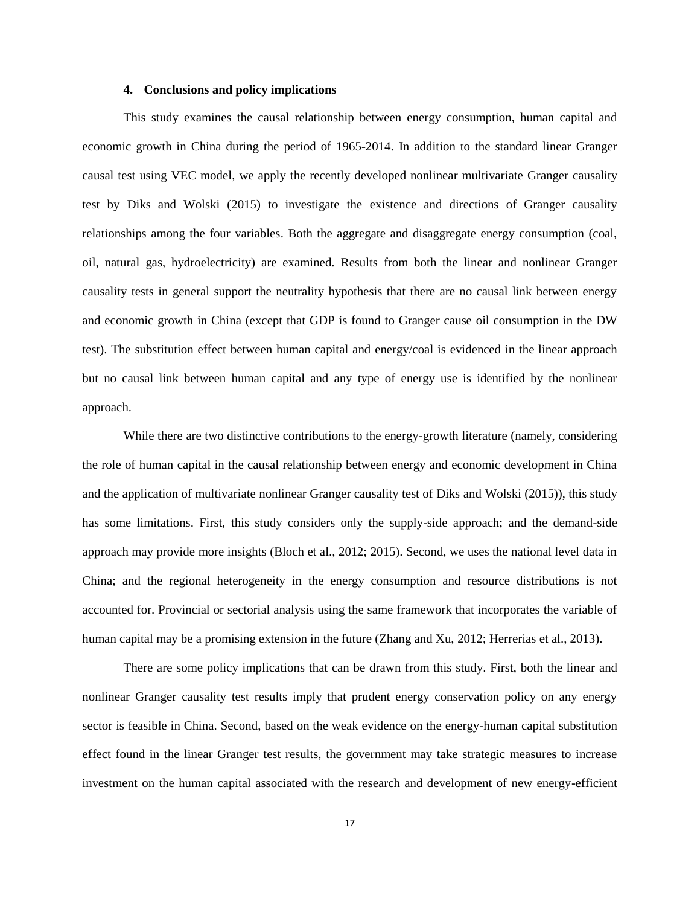## 4. Conclusions and policy implications

This study examines the causal relationship between energy consumption, human capital and economic growth in China during the period of 1965-2014. In addition to the standard linear Granger causal test using VEC model, we apply the recently developed nonlinear multivariate Granger causality test by Diks and Wolski (2015) to investigate the existence and directions of Granger causality relationships among the four variables. Both the aggregate and disaggregate energy consumption (coal, oil, natural gas, hydroelectricity) are examined. Results from both the linear and nonlinear Granger causality tests in general support the neutrality hypothesis that there are no causal link between energy and economic growth in China (except that GDP is found to Granger cause oil consumption in the DW test). The substitution effect between human capital and energy/coal is evidenced in the linear approach but no causal link between human capital and any type of energy use is identified by the nonlinear approach.

While there are two distinctive contributions to the energy-growth literature (namely, considering the role of human capital in the causal relationship between energy and economic development in China and the application of multivariate nonlinear Granger causality test of Diks and Wolski (2015)), this study has some limitations. First, this study considers only the supply-side approach; and the demand-side approach may provide more insights (Bloch et al., 2012; 2015). Second, we uses the national level data in China; and the regional heterogeneity in the energy consumption and resource distributions is not accounted for. Provincial or sectorial analysis using the same framework that incorporates the variable of human capital may be a promising extension in the future (Zhang and Xu, 2012; Herrerias et al., 2013).

There are some policy implications that can be drawn from this study. First, both the linear and nonlinear Granger causality test results imply that prudent energy conservation policy on any energy sector is feasible in China. Second, based on the weak evidence on the energy-human capital substitution effect found in the linear Granger test results, the government may take strategic measures to increase investment on the human capital associated with the research and development of new energy-efficient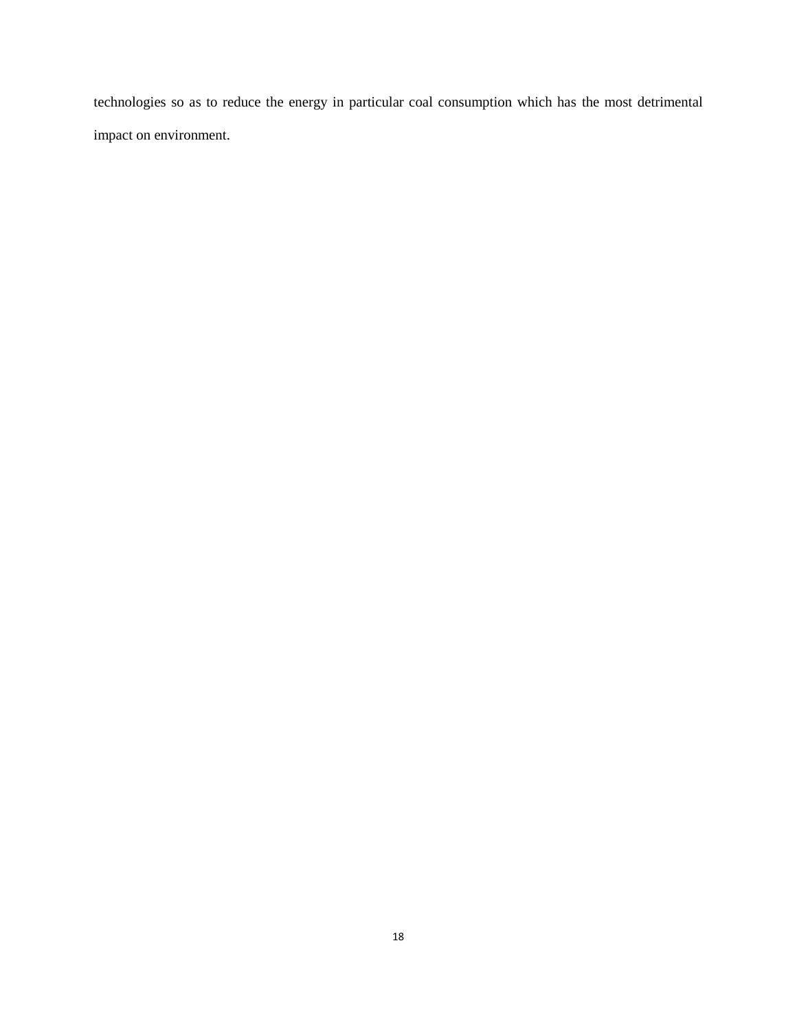technologies so as to reduce the energy in particular coal consumption which has the most detrimental impact on environment.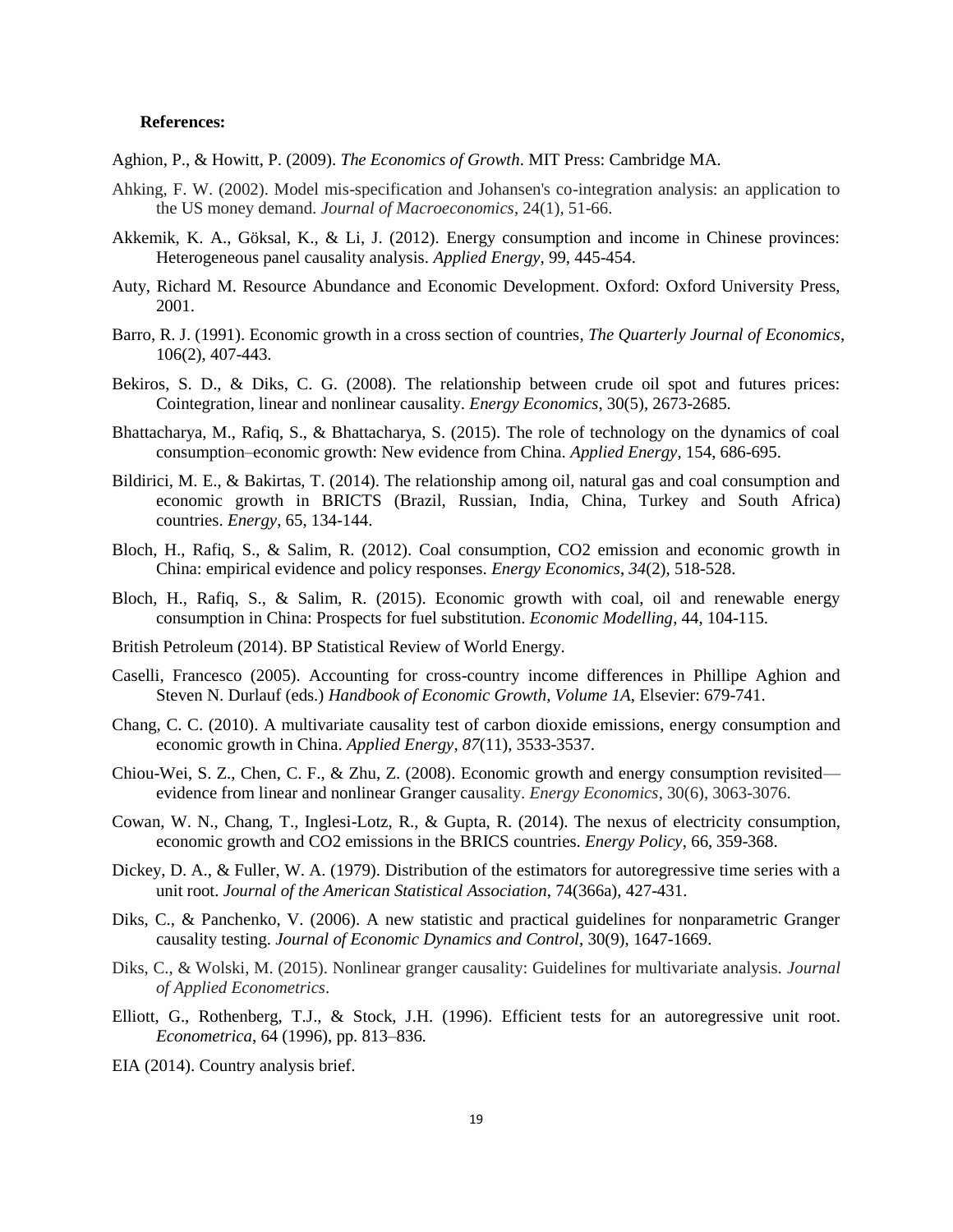**References:**

Aghion, P., & Howitt, P. (2009). *The Economics of Growth*. MIT Press: Cambridge MA.

Ahking, F. W. (2002). Model mis-specification and Johansen's co-integration analysis: an application to the US money demand. *Journal of Macroeconomics*, 24(1), 51-66.

Akkemik, K. A., Göksal, K., & Li, J. (2012). Energy consumption and income in Chinese provinces: Heterogeneous panel causality analysis. *Applied Energy*, 99, 445-454.

Auty, Richard M. Resource Abundance and Economic Development. Oxford: Oxford University Press, 2001.

Barro, R. J. (1991). Economic growth in a cross section of countries, *The Quarterly Journal of Economics*, 106(2), 407-443.

Bekiros, S. D., & Diks, C. G. (2008). The relationship between crude oil spot and futures prices: Cointegration, linear and nonlinear causality. *Energy Economics*, 30(5), 2673-2685.

Bhattacharya, M., Rafiq, S., & Bhattacharya, S. (2015). The role of technology on the dynamics of coal consumption–economic growth: New evidence from China. *Applied Energy*, 154, 686-695.

Bildirici, M. E., & Bakirtas, T. (2014). The relationship among oil, natural gas and coal consumption and economic growth in BRICTS (Brazil, Russian, India, China, Turkey and South Africa) countries. *Energy*, 65, 134-144.

Bloch, H., Rafiq, S., & Salim, R. (2012). Coal consumption, CO2 emission and economic growth in China: empirical evidence and policy responses. *Energy Economics*, *34*(2), 518-528.

Bloch, H., Rafiq, S., & Salim, R. (2015). Economic growth with coal, oil and renewable energy consumption in China: Prospects for fuel substitution. *Economic Modelling*, 44, 104-115.

British Petroleum (2014). BP Statistical Review of World Energy.

Caselli, Francesco (2005). Accounting for cross-country income differences in Phillipe Aghion and Steven N. Durlauf (eds.) *Handbook of Economic Growth, Volume 1A*, Elsevier: 679-741.

Chang, C. C. (2010). A multivariate causality test of carbon dioxide emissions, energy consumption and economic growth in China. *Applied Energy*, *87*(11), 3533-3537.

Chiou-Wei, S. Z., Chen, C. F., & Zhu, Z. (2008). Economic growth and energy consumption revisited—evidence from linear and nonlinear Granger causality. *Energy Economics*, 30(6), 3063-3076.

Cowan, W. N., Chang, T., Inglesi-Lotz, R., & Gupta, R. (2014). The nexus of electricity consumption, economic growth and CO2 emissions in the BRICS countries. *Energy Policy*, 66, 359-368.

Dickey, D. A., & Fuller, W. A. (1979). Distribution of the estimators for autoregressive time series with a unit root. *Journal of the American Statistical Association*, 74(366a), 427-431.

Diks, C., & Panchenko, V. (2006). A new statistic and practical guidelines for nonparametric Granger causality testing. *Journal of Economic Dynamics and Control*, 30(9), 1647-1669.

Diks, C., & Wolski, M. (2015). Nonlinear granger causality: Guidelines for multivariate analysis. *Journal of Applied Econometrics*.

Elliott, G., Rothenberg, T.J., & Stock, J.H. (1996). Efficient tests for an autoregressive unit root. *Econometrica*, 64 (1996), pp. 813–836.

EIA (2014). Country analysis brief.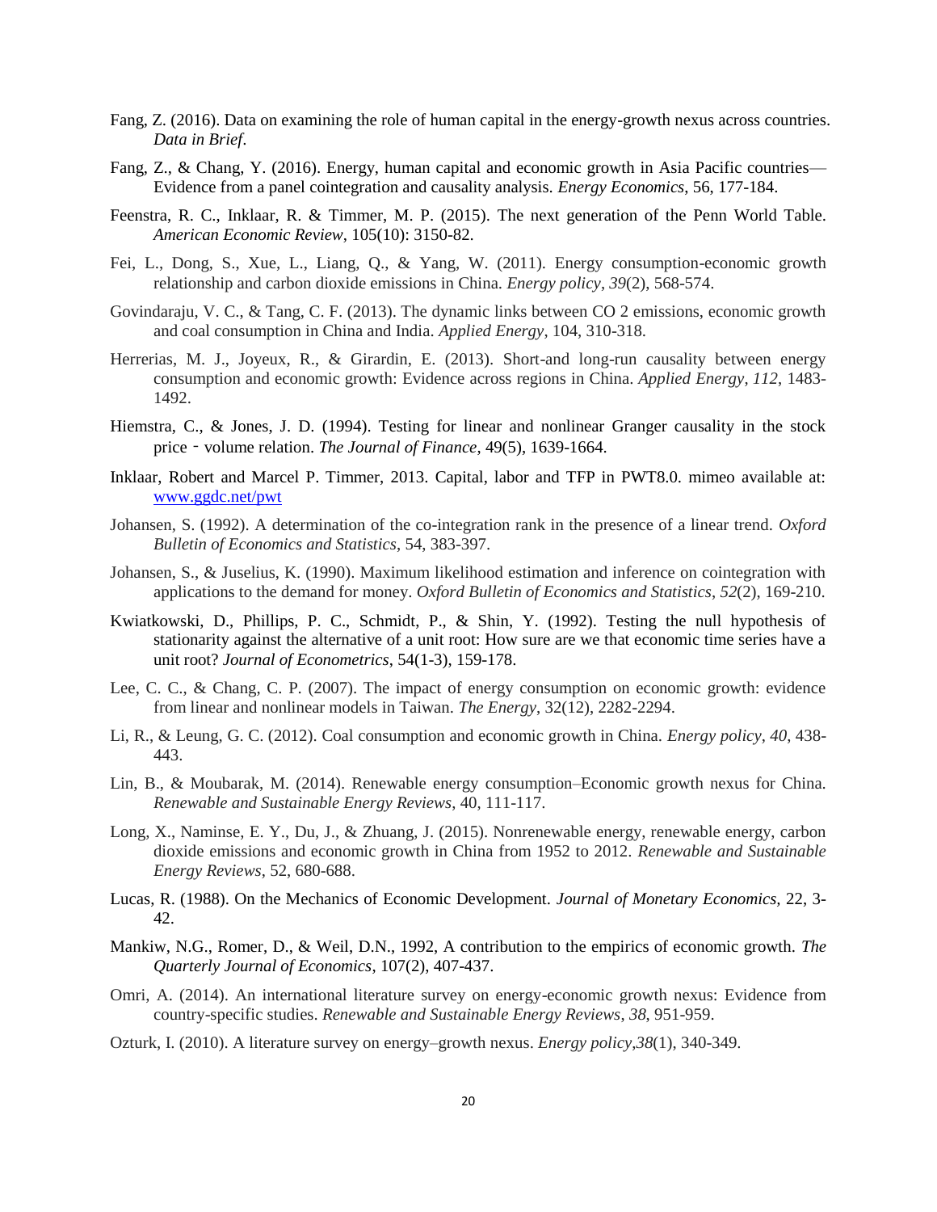Fang, Z. (2016). Data on examining the role of human capital in the energy-growth nexus across countries. *Data in Brief*.

Fang, Z., & Chang, Y. (2016). Energy, human capital and economic growth in Asia Pacific countries— Evidence from a panel cointegration and causality analysis. *Energy Economics*, 56, 177-184.

Feenstra, R. C., Inklaar, R. & Timmer, M. P. (2015). The next generation of the Penn World Table. *American Economic Review*, 105(10): 3150-82.

Fei, L., Dong, S., Xue, L., Liang, Q., & Yang, W. (2011). Energy consumption-economic growth relationship and carbon dioxide emissions in China. *Energy policy*, *39*(2), 568-574.

Govindaraju, V. C., & Tang, C. F. (2013). The dynamic links between CO 2 emissions, economic growth and coal consumption in China and India. *Applied Energy*, 104, 310-318.

Herrerias, M. J., Joyeux, R., & Girardin, E. (2013). Short-and long-run causality between energy consumption and economic growth: Evidence across regions in China. *Applied Energy*, *112*, 1483-1492.

Hiemstra, C., & Jones, J. D. (1994). Testing for linear and nonlinear Granger causality in the stock price‐volume relation. *The Journal of Finance*, 49(5), 1639-1664.

Inklaar, Robert and Marcel P. Timmer, 2013. Capital, labor and TFP in PWT8.0. mimeo available at: [www.ggdc.net/pwt](www.ggdc.net/pwt)

Johansen, S. (1992). A determination of the co-integration rank in the presence of a linear trend. *Oxford Bulletin of Economics and Statistics*, 54, 383-397.

Johansen, S., & Juselius, K. (1990). Maximum likelihood estimation and inference on cointegration with applications to the demand for money. *Oxford Bulletin of Economics and Statistics*, *52*(2), 169-210.

Kwiatkowski, D., Phillips, P. C., Schmidt, P., & Shin, Y. (1992). Testing the null hypothesis of stationarity against the alternative of a unit root: How sure are we that economic time series have a unit root? *Journal of Econometrics*, 54(1-3), 159-178.

Lee, C. C., & Chang, C. P. (2007). The impact of energy consumption on economic growth: evidence from linear and nonlinear models in Taiwan. *The Energy*, 32(12), 2282-2294.

Li, R., & Leung, G. C. (2012). Coal consumption and economic growth in China. *Energy policy*, *40*, 438-443.

Lin, B., & Moubarak, M. (2014). Renewable energy consumption–Economic growth nexus for China. *Renewable and Sustainable Energy Reviews*, 40, 111-117.

Long, X., Naminse, E. Y., Du, J., & Zhuang, J. (2015). Nonrenewable energy, renewable energy, carbon dioxide emissions and economic growth in China from 1952 to 2012. *Renewable and Sustainable Energy Reviews*, 52, 680-688.

Lucas, R. (1988). On the Mechanics of Economic Development. *Journal of Monetary Economics*, 22, 3-42.

Mankiw, N.G., Romer, D., & Weil, D.N., 1992, A contribution to the empirics of economic growth. *The Quarterly Journal of Economics*, 107(2), 407-437.

Omri, A. (2014). An international literature survey on energy-economic growth nexus: Evidence from country-specific studies. *Renewable and Sustainable Energy Reviews*, *38*, 951-959.

Ozturk, I. (2010). A literature survey on energy–growth nexus. *Energy policy*,*38*(1), 340-349.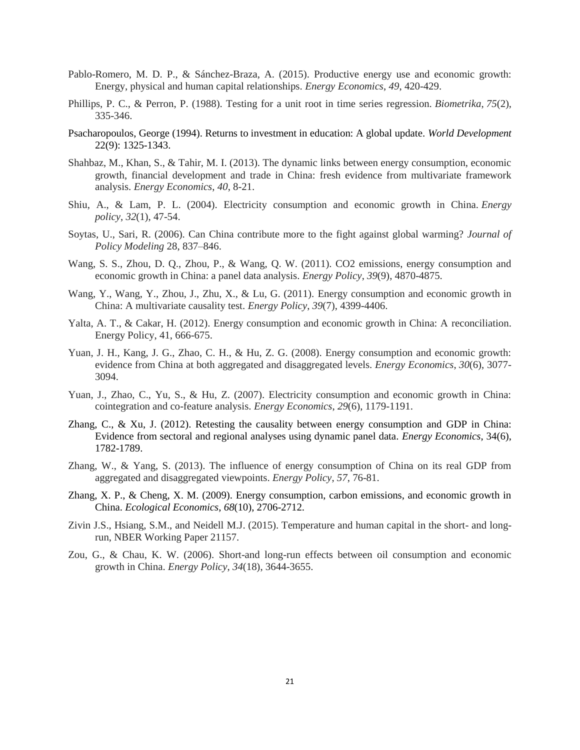Pablo-Romero, M. D. P., & Sánchez-Braza, A. (2015). Productive energy use and economic growth: Energy, physical and human capital relationships. *Energy Economics*, *49*, 420-429.

Phillips, P. C., & Perron, P. (1988). Testing for a unit root in time series regression. *Biometrika*, *75*(2), 335-346.

Psacharopoulos, George (1994). Returns to investment in education: A global update. *World Development* 22(9): 1325-1343.

Shahbaz, M., Khan, S., & Tahir, M. I. (2013). The dynamic links between energy consumption, economic growth, financial development and trade in China: fresh evidence from multivariate framework analysis. *Energy Economics*, *40*, 8-21.

Shiu, A., & Lam, P. L. (2004). Electricity consumption and economic growth in China. *Energy policy*, *32*(1), 47-54.

Soytas, U., Sari, R. (2006). Can China contribute more to the fight against global warming? *Journal of Policy Modeling* 28, 837–846.

Wang, S. S., Zhou, D. Q., Zhou, P., & Wang, Q. W. (2011). CO2 emissions, energy consumption and economic growth in China: a panel data analysis. *Energy Policy*, *39*(9), 4870-4875.

Wang, Y., Wang, Y., Zhou, J., Zhu, X., & Lu, G. (2011). Energy consumption and economic growth in China: A multivariate causality test. *Energy Policy*, *39*(7), 4399-4406.

Yalta, A. T., & Cakar, H. (2012). Energy consumption and economic growth in China: A reconciliation. Energy Policy, 41, 666-675.

Yuan, J. H., Kang, J. G., Zhao, C. H., & Hu, Z. G. (2008). Energy consumption and economic growth: evidence from China at both aggregated and disaggregated levels. *Energy Economics*, *30*(6), 3077-3094.

Yuan, J., Zhao, C., Yu, S., & Hu, Z. (2007). Electricity consumption and economic growth in China: cointegration and co-feature analysis. *Energy Economics*, *29*(6), 1179-1191.

Zhang, C., & Xu, J. (2012). Retesting the causality between energy consumption and GDP in China: Evidence from sectoral and regional analyses using dynamic panel data. *Energy Economics*, 34(6), 1782-1789.

Zhang, W., & Yang, S. (2013). The influence of energy consumption of China on its real GDP from aggregated and disaggregated viewpoints. *Energy Policy*, *57*, 76-81.

Zhang, X. P., & Cheng, X. M. (2009). Energy consumption, carbon emissions, and economic growth in China. *Ecological Economics*, *68*(10), 2706-2712.

Zivin J.S., Hsiang, S.M., and Neidell M.J. (2015). Temperature and human capital in the short- and long-run, NBER Working Paper 21157.

Zou, G., & Chau, K. W. (2006). Short-and long-run effects between oil consumption and economic growth in China. *Energy Policy*, *34*(18), 3644-3655.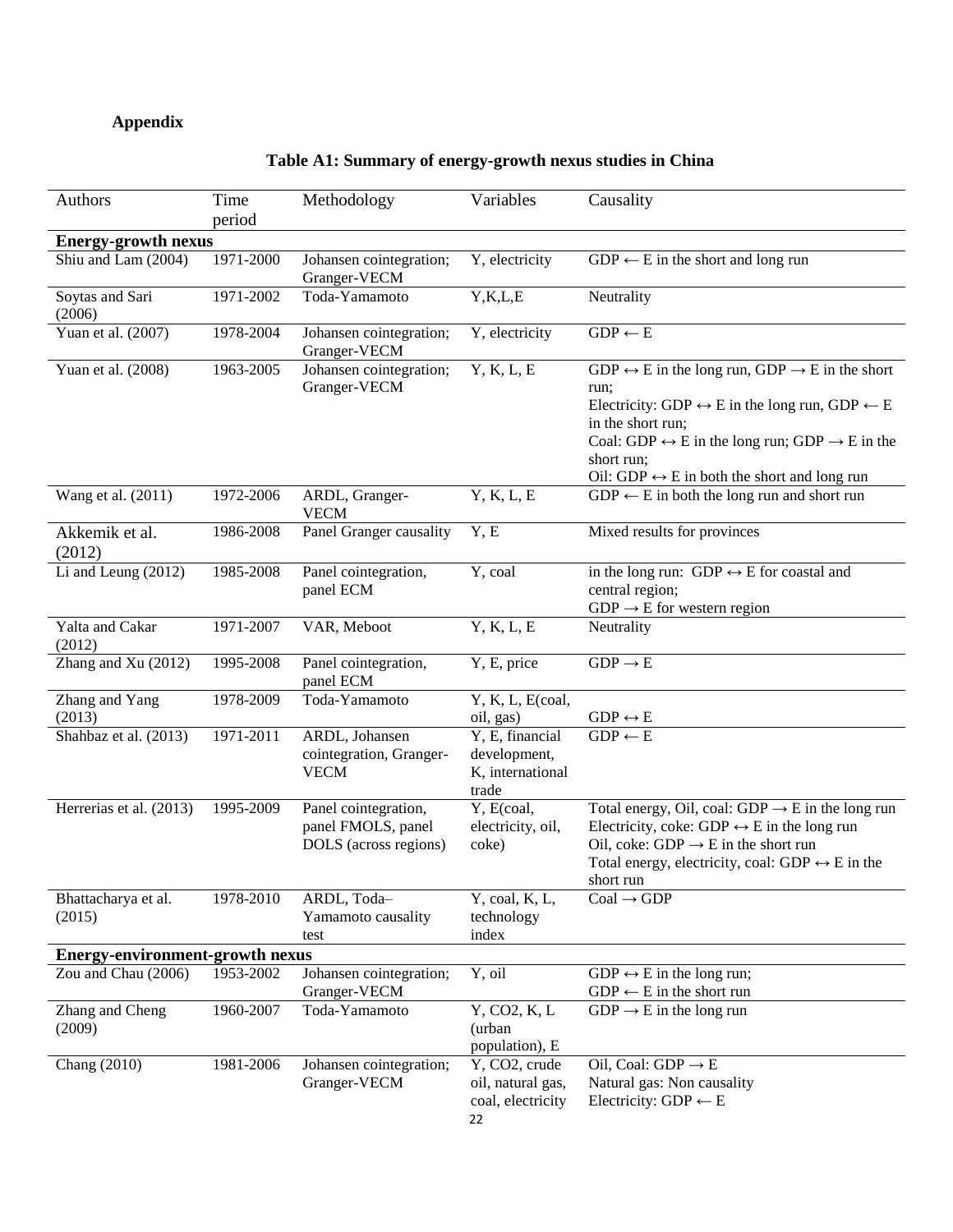## Appendix

**Table A1: Summary of energy-growth nexus studies in China**

| Authors | Time period | Methodology | Variables | Causality |
|---|---|---|---|---|
| **Energy-growth nexus** | | | | |
| Shiu and Lam (2004) | 1971-2000 | Johansen cointegration; Granger-VECM | Y, electricity | GDP ← E in the short and long run |
| Soytas and Sari (2006) | 1971-2002 | Toda-Yamamoto | Y,K,L,E | Neutrality |
| Yuan et al. (2007) | 1978-2004 | Johansen cointegration; Granger-VECM | Y, electricity | GDP ← E |
| Yuan et al. (2008) | 1963-2005 | Johansen cointegration; Granger-VECM | Y, K, L, E | GDP ↔ E in the long run, GDP → E in the short run;<br>Electricity: GDP ↔ E in the long run, GDP ← E in the short run;<br>Coal: GDP ↔ E in the long run; GDP → E in the short run;<br>Oil: GDP ↔ E in both the short and long run |
| Wang et al. (2011) | 1972-2006 | ARDL, Granger-VECM | Y, K, L, E | GDP ← E in both the long run and short run |
| Akkemik et al. (2012) | 1986-2008 | Panel Granger causality | Y, E | Mixed results for provinces |
| Li and Leung (2012) | 1985-2008 | Panel cointegration, panel ECM | Y, coal | in the long run: GDP ↔ E for coastal and central region;<br>GDP → E for western region |
| Yalta and Cakar (2012) | 1971-2007 | VAR, Meboot | Y, K, L, E | Neutrality |
| Zhang and Xu (2012) | 1995-2008 | Panel cointegration, panel ECM | Y, E, price | GDP → E |
| Zhang and Yang (2013) | 1978-2009 | Toda-Yamamoto | Y, K, L, E(coal, oil, gas) | GDP ↔ E |
| Shahbaz et al. (2013) | 1971-2011 | ARDL, Johansen cointegration, Granger-VECM | Y, E, financial development, K, international trade | GDP ← E |
| Herrerias et al. (2013) | 1995-2009 | Panel cointegration, panel FMOLS, panel DOLS (across regions) | Y, E(coal, electricity, oil, coke) | Total energy, Oil, coal: GDP → E in the long run<br>Electricity, coke: GDP ↔ E in the long run<br>Oil, coke: GDP → E in the short run<br>Total energy, electricity, coal: GDP ↔ E in the short run |
| Bhattacharya et al. (2015) | 1978-2010 | ARDL, Toda–Yamamoto causality test | Y, coal, K, L, technology index | Coal → GDP |
| **Energy-environment-growth nexus** | | | | |
| Zou and Chau (2006) | 1953-2002 | Johansen cointegration; Granger-VECM | Y, oil | GDP ↔ E in the long run;<br>GDP ← E in the short run |
| Zhang and Cheng (2009) | 1960-2007 | Toda-Yamamoto | Y, $CO_2$, K, L (urban population), E | GDP → E in the long run |
| Chang (2010) | 1981-2006 | Johansen cointegration; Granger-VECM | Y, $CO_2$, crude oil, natural gas, coal, electricity | Oil, Coal: GDP → E<br>Natural gas: Non causality<br>Electricity: GDP ← E |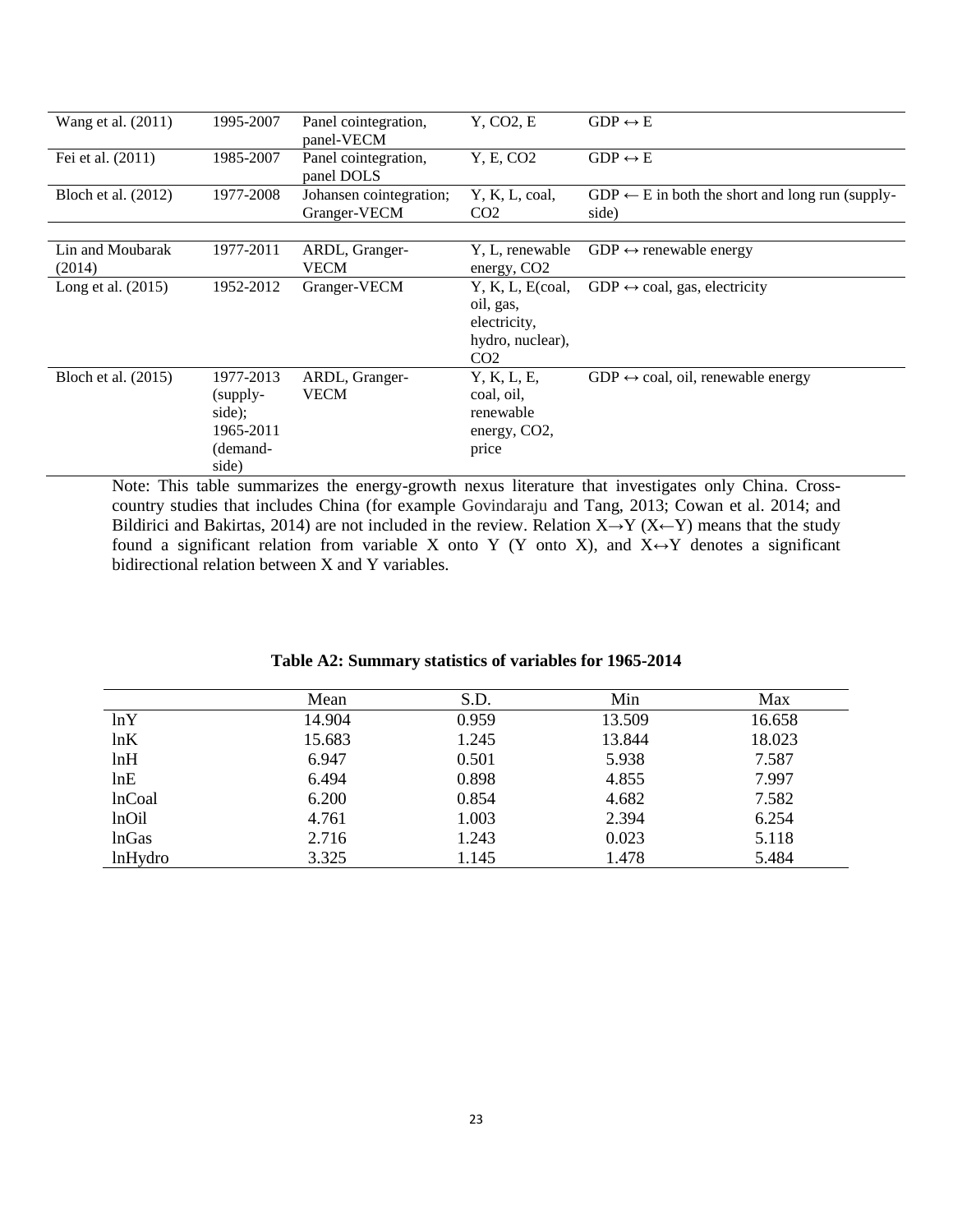| | | | | |
|---|---|---|---|---|
| Wang et al. (2011) | 1995-2007 | Panel cointegration, panel-VECM | Y, $CO_2$, E | GDP ↔ E |
| Fei et al. (2011) | 1985-2007 | Panel cointegration, panel DOLS | Y, E, $CO_2$ | GDP ↔ E |
| Bloch et al. (2012) | 1977-2008 | Johansen cointegration; Granger-VECM | Y, K, L, coal, $CO_2$ | GDP ← E in both the short and long run (supply-side) |
| Lin and Moubarak (2014) | 1977-2011 | ARDL, Granger-VECM | Y, L, renewable energy, $CO_2$ | GDP ↔ renewable energy |
| Long et al. (2015) | 1952-2012 | Granger-VECM | Y, K, L, E(coal, oil, gas, electricity, hydro, nuclear), $CO_2$ | GDP ↔ coal, gas, electricity |
| Bloch et al. (2015) | 1977-2013 (supply-side); 1965-2011 (demand-side) | ARDL, Granger-VECM | Y, K, L, E, coal, oil, renewable energy, $CO_2$, price | GDP ↔ coal, oil, renewable energy |

Note: This table summarizes the energy-growth nexus literature that investigates only China. Cross-country studies that includes China (for example Govindaraju and Tang, 2013; Cowan et al. 2014; and Bildirici and Bakirtas, 2014) are not included in the review. Relation X→Y (X←Y) means that the study found a significant relation from variable X onto Y (Y onto X), and X↔Y denotes a significant bidirectional relation between X and Y variables.

**Table A2: Summary statistics of variables for 1965-2014**

| | Mean | S.D. | Min | Max |
|---|---|---|---|---|
| lnY | 14.904 | 0.959 | 13.509 | 16.658 |
| lnK | 15.683 | 1.245 | 13.844 | 18.023 |
| lnH | 6.947 | 0.501 | 5.938 | 7.587 |
| lnE | 6.494 | 0.898 | 4.855 | 7.997 |
| lnCoal | 6.200 | 0.854 | 4.682 | 7.582 |
| lnOil | 4.761 | 1.003 | 2.394 | 6.254 |
| lnGas | 2.716 | 1.243 | 0.023 | 5.118 |
| lnHydro | 3.325 | 1.145 | 1.478 | 5.484 |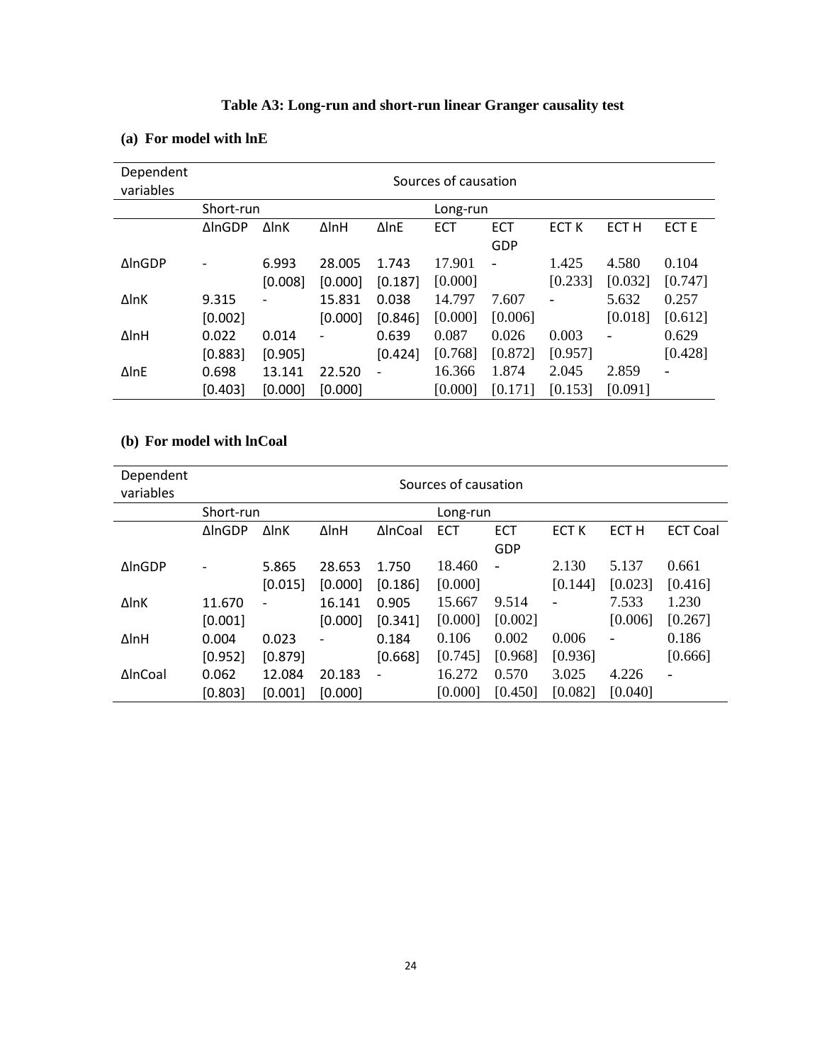# Table A3: Long-run and short-run linear Granger causality test

## (a) For model with lnE

| Dependent variables | Sources of causation | | | | | | | | |
|---|---|---|---|---|---|---|---|---|---|
| | Short-run | | | | Long-run | | | | |
| | ΔlnGDP | ΔlnK | ΔlnH | ΔlnE | ECT | ECT GDP | ECT K | ECT H | ECT E |
| ΔlnGDP | - | 6.993 [0.008] | 28.005 [0.000] | 1.743 [0.187] | 17.901 [0.000] | - | 1.425 [0.233] | 4.580 [0.032] | 0.104 [0.747] |
| ΔlnK | 9.315 [0.002] | - | 15.831 [0.000] | 0.038 [0.846] | 14.797 [0.000] | 7.607 [0.006] | - | 5.632 [0.018] | 0.257 [0.612] |
| ΔlnH | 0.022 [0.883] | 0.014 [0.905] | - | 0.639 [0.424] | 0.087 [0.768] | 0.026 [0.872] | 0.003 [0.957] | - | 0.629 [0.428] |
| ΔlnE | 0.698 [0.403] | 13.141 [0.000] | 22.520 [0.000] | - | 16.366 [0.000] | 1.874 [0.171] | 2.045 [0.153] | 2.859 [0.091] | - |

## (b) For model with lnCoal

| Dependent variables | Sources of causation | | | | | | | | |
|---|---|---|---|---|---|---|---|---|---|
| | Short-run | | | | Long-run | | | | |
| | ΔlnGDP | ΔlnK | ΔlnH | ΔlnCoal | ECT | ECT GDP | ECT K | ECT H | ECT Coal |
| ΔlnGDP | - | 5.865 [0.015] | 28.653 [0.000] | 1.750 [0.186] | 18.460 [0.000] | - | 2.130 [0.144] | 5.137 [0.023] | 0.661 [0.416] |
| ΔlnK | 11.670 [0.001] | - | 16.141 [0.000] | 0.905 [0.341] | 15.667 [0.000] | 9.514 [0.002] | - | 7.533 [0.006] | 1.230 [0.267] |
| ΔlnH | 0.004 [0.952] | 0.023 [0.879] | - | 0.184 [0.668] | 0.106 [0.745] | 0.002 [0.968] | 0.006 [0.936] | - | 0.186 [0.666] |
| ΔlnCoal | 0.062 [0.803] | 12.084 [0.001] | 20.183 [0.000] | - | 16.272 [0.000] | 0.570 [0.450] | 3.025 [0.082] | 4.226 [0.040] | - |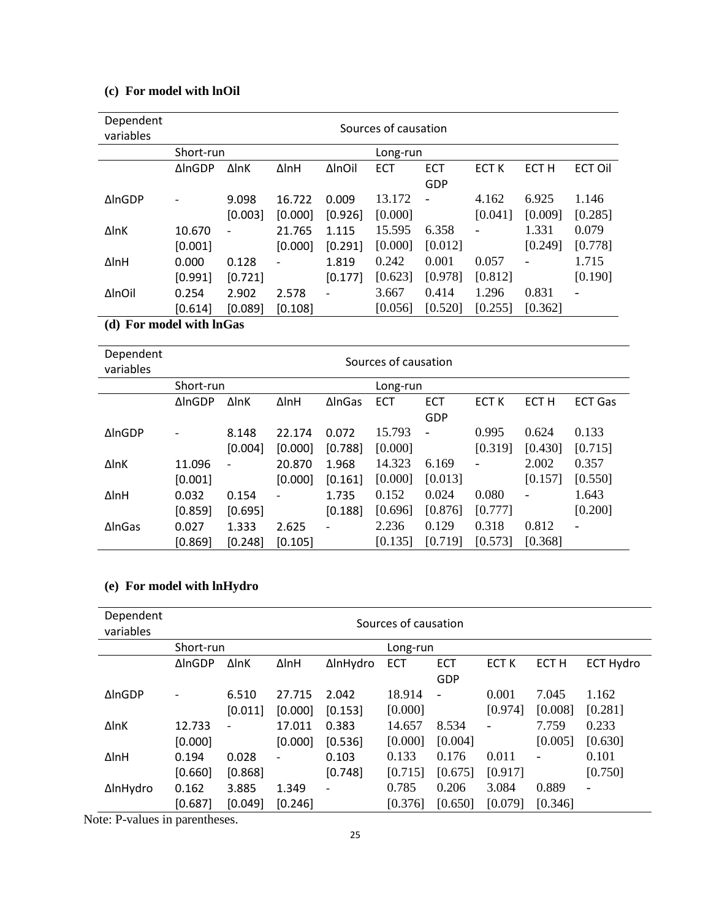**(c) For model with lnOil**

| Dependent variables | Sources of causation | | | | | | | | |
|---|---|---|---|---|---|---|---|---|---|
| | Short-run | | | | Long-run | | | | |
| | ΔlnGDP | ΔlnK | ΔlnH | ΔlnOil | ECT | ECT GDP | ECT K | ECT H | ECT Oil |
| ΔlnGDP | - | 9.098 [0.003] | 16.722 [0.000] | 0.009 [0.926] | 13.172 [0.000] | - | 4.162 [0.041] | 6.925 [0.009] | 1.146 [0.285] |
| ΔlnK | 10.670 [0.001] | - | 21.765 [0.000] | 1.115 [0.291] | 15.595 [0.000] | 6.358 [0.012] | - | 1.331 [0.249] | 0.079 [0.778] |
| ΔlnH | 0.000 [0.991] | 0.128 [0.721] | - | 1.819 [0.177] | 0.242 [0.623] | 0.001 [0.978] | 0.057 [0.812] | - | 1.715 [0.190] |
| ΔlnOil | 0.254 [0.614] | 2.902 [0.089] | 2.578 [0.108] | - | 3.667 [0.056] | 0.414 [0.520] | 1.296 [0.255] | 0.831 [0.362] | - |

**(d) For model with lnGas**

| Dependent variables | Sources of causation | | | | | | | | |
|---|---|---|---|---|---|---|---|---|---|
| | Short-run | | | | Long-run | | | | |
| | ΔlnGDP | ΔlnK | ΔlnH | ΔlnGas | ECT | ECT GDP | ECT K | ECT H | ECT Gas |
| ΔlnGDP | - | 8.148 [0.004] | 22.174 [0.000] | 0.072 [0.788] | 15.793 [0.000] | - | 0.995 [0.319] | 0.624 [0.430] | 0.133 [0.715] |
| ΔlnK | 11.096 [0.001] | - | 20.870 [0.000] | 1.968 [0.161] | 14.323 [0.000] | 6.169 [0.013] | - | 2.002 [0.157] | 0.357 [0.550] |
| ΔlnH | 0.032 [0.859] | 0.154 [0.695] | - | 1.735 [0.188] | 0.152 [0.696] | 0.024 [0.876] | 0.080 [0.777] | - | 1.643 [0.200] |
| ΔlnGas | 0.027 [0.869] | 1.333 [0.248] | 2.625 [0.105] | - | 2.236 [0.135] | 0.129 [0.719] | 0.318 [0.573] | 0.812 [0.368] | - |

**(e) For model with lnHydro**

| Dependent variables | Sources of causation | | | | | | | | |
|---|---|---|---|---|---|---|---|---|---|
| | Short-run | | | | Long-run | | | | |
| | ΔlnGDP | ΔlnK | ΔlnH | ΔlnHydro | ECT | ECT GDP | ECT K | ECT H | ECT Hydro |
| ΔlnGDP | - | 6.510 [0.011] | 27.715 [0.000] | 2.042 [0.153] | 18.914 [0.000] | - | 0.001 [0.974] | 7.045 [0.008] | 1.162 [0.281] |
| ΔlnK | 12.733 [0.000] | - | 17.011 [0.000] | 0.383 [0.536] | 14.657 [0.000] | 8.534 [0.004] | - | 7.759 [0.005] | 0.233 [0.630] |
| ΔlnH | 0.194 [0.660] | 0.028 [0.868] | - | 0.103 [0.748] | 0.133 [0.715] | 0.176 [0.675] | 0.011 [0.917] | - | 0.101 [0.750] |
| ΔlnHydro | 0.162 [0.687] | 3.885 [0.049] | 1.349 [0.246] | - | 0.785 [0.376] | 0.206 [0.650] | 3.084 [0.079] | 0.889 [0.346] | - |

Note: P-values in parentheses.